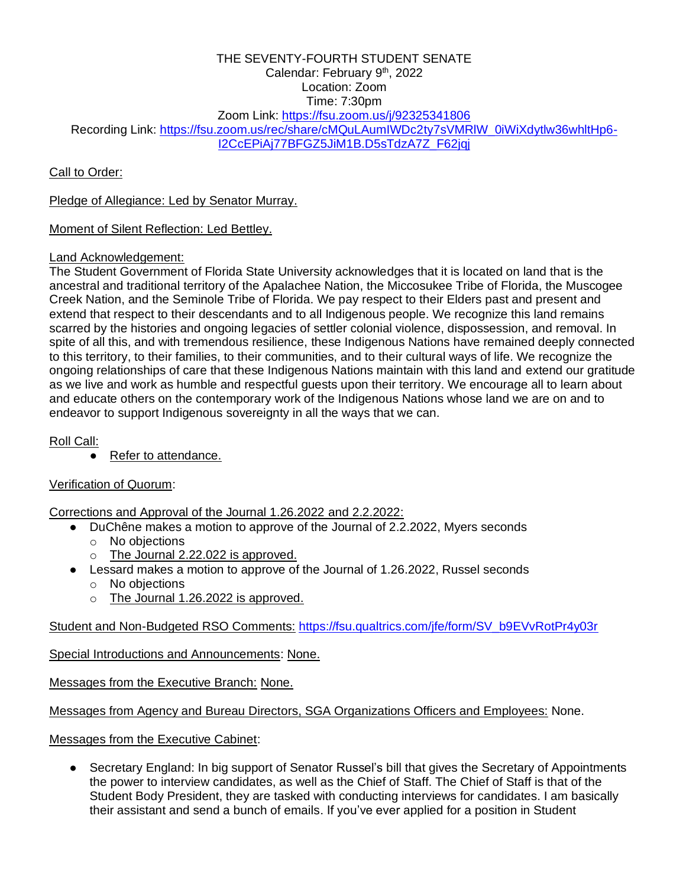THE SEVENTY-FOURTH STUDENT SENATE
Calendar: February 9th, 2022
Location: Zoom
Time: 7:30pm
Zoom Link: https://fsu.zoom.us/j/92325341806
Recording Link: https://fsu.zoom.us/rec/share/cMQuLAumIWDc2ty7sVMRlW_0iWiXdytlw36whltHp6-I2CcEPiAj77BFGZ5JiM1B.D5sTdzA7Z_F62jqj

Call to Order:

Pledge of Allegiance: Led by Senator Murray.

Moment of Silent Reflection: Led Bettley.

Land Acknowledgement:
The Student Government of Florida State University acknowledges that it is located on land that is the ancestral and traditional territory of the Apalachee Nation, the Miccosukee Tribe of Florida, the Muscogee Creek Nation, and the Seminole Tribe of Florida. We pay respect to their Elders past and present and extend that respect to their descendants and to all Indigenous people. We recognize this land remains scarred by the histories and ongoing legacies of settler colonial violence, dispossession, and removal. In spite of all this, and with tremendous resilience, these Indigenous Nations have remained deeply connected to this territory, to their families, to their communities, and to their cultural ways of life. We recognize the ongoing relationships of care that these Indigenous Nations maintain with this land and extend our gratitude as we live and work as humble and respectful guests upon their territory. We encourage all to learn about and educate others on the contemporary work of the Indigenous Nations whose land we are on and to endeavor to support Indigenous sovereignty in all the ways that we can.

Roll Call:

- Refer to attendance.

Verification of Quorum:

Corrections and Approval of the Journal 1.26.2022 and 2.2.2022:

- DuChêne makes a motion to approve of the Journal of 2.2.2022, Myers seconds
  - No objections
  - The Journal 2.22.022 is approved.
- Lessard makes a motion to approve of the Journal of 1.26.2022, Russel seconds
  - No objections
  - The Journal 1.26.2022 is approved.

Student and Non-Budgeted RSO Comments: https://fsu.qualtrics.com/jfe/form/SV_b9EVvRotPr4y03r

Special Introductions and Announcements: None.

Messages from the Executive Branch: None.

Messages from Agency and Bureau Directors, SGA Organizations Officers and Employees: None.

Messages from the Executive Cabinet:

- Secretary England: In big support of Senator Russel's bill that gives the Secretary of Appointments the power to interview candidates, as well as the Chief of Staff. The Chief of Staff is that of the Student Body President, they are tasked with conducting interviews for candidates. I am basically their assistant and send a bunch of emails. If you've ever applied for a position in Student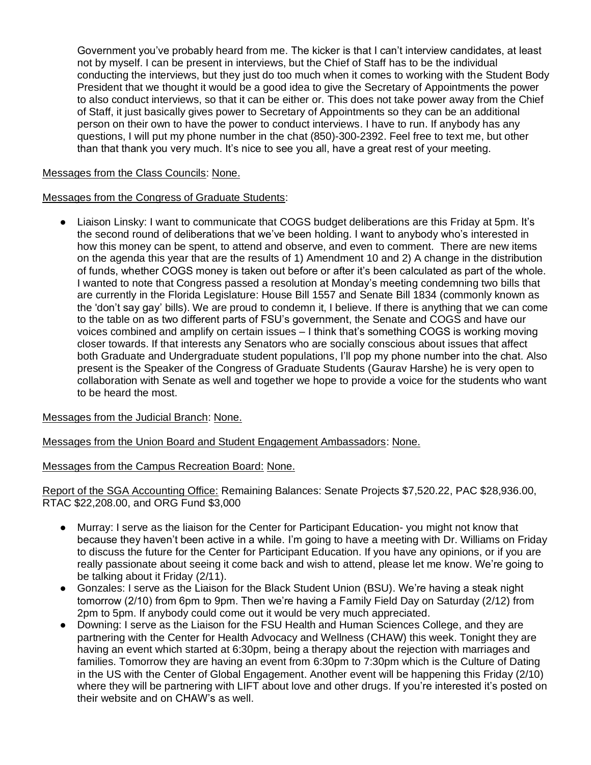Government you've probably heard from me. The kicker is that I can't interview candidates, at least not by myself. I can be present in interviews, but the Chief of Staff has to be the individual conducting the interviews, but they just do too much when it comes to working with the Student Body President that we thought it would be a good idea to give the Secretary of Appointments the power to also conduct interviews, so that it can be either or. This does not take power away from the Chief of Staff, it just basically gives power to Secretary of Appointments so they can be an additional person on their own to have the power to conduct interviews. I have to run. If anybody has any questions, I will put my phone number in the chat (850)-300-2392. Feel free to text me, but other than that thank you very much. It's nice to see you all, have a great rest of your meeting.

Messages from the Class Councils: None.

Messages from the Congress of Graduate Students:

- Liaison Linsky: I want to communicate that COGS budget deliberations are this Friday at 5pm. It's the second round of deliberations that we've been holding. I want to anybody who's interested in how this money can be spent, to attend and observe, and even to comment. There are new items on the agenda this year that are the results of 1) Amendment 10 and 2) A change in the distribution of funds, whether COGS money is taken out before or after it's been calculated as part of the whole. I wanted to note that Congress passed a resolution at Monday's meeting condemning two bills that are currently in the Florida Legislature: House Bill 1557 and Senate Bill 1834 (commonly known as the 'don't say gay' bills). We are proud to condemn it, I believe. If there is anything that we can come to the table on as two different parts of FSU's government, the Senate and COGS and have our voices combined and amplify on certain issues – I think that's something COGS is working moving closer towards. If that interests any Senators who are socially conscious about issues that affect both Graduate and Undergraduate student populations, I'll pop my phone number into the chat. Also present is the Speaker of the Congress of Graduate Students (Gaurav Harshe) he is very open to collaboration with Senate as well and together we hope to provide a voice for the students who want to be heard the most.

Messages from the Judicial Branch: None.

Messages from the Union Board and Student Engagement Ambassadors: None.

Messages from the Campus Recreation Board: None.

Report of the SGA Accounting Office: Remaining Balances: Senate Projects $7,520.22, PAC $28,936.00, RTAC $22,208.00, and ORG Fund $3,000

- Murray: I serve as the liaison for the Center for Participant Education- you might not know that because they haven't been active in a while. I'm going to have a meeting with Dr. Williams on Friday to discuss the future for the Center for Participant Education. If you have any opinions, or if you are really passionate about seeing it come back and wish to attend, please let me know. We're going to be talking about it Friday (2/11).
- Gonzales: I serve as the Liaison for the Black Student Union (BSU). We're having a steak night tomorrow (2/10) from 6pm to 9pm. Then we're having a Family Field Day on Saturday (2/12) from 2pm to 5pm. If anybody could come out it would be very much appreciated.
- Downing: I serve as the Liaison for the FSU Health and Human Sciences College, and they are partnering with the Center for Health Advocacy and Wellness (CHAW) this week. Tonight they are having an event which started at 6:30pm, being a therapy about the rejection with marriages and families. Tomorrow they are having an event from 6:30pm to 7:30pm which is the Culture of Dating in the US with the Center of Global Engagement. Another event will be happening this Friday (2/10) where they will be partnering with LIFT about love and other drugs. If you're interested it's posted on their website and on CHAW's as well.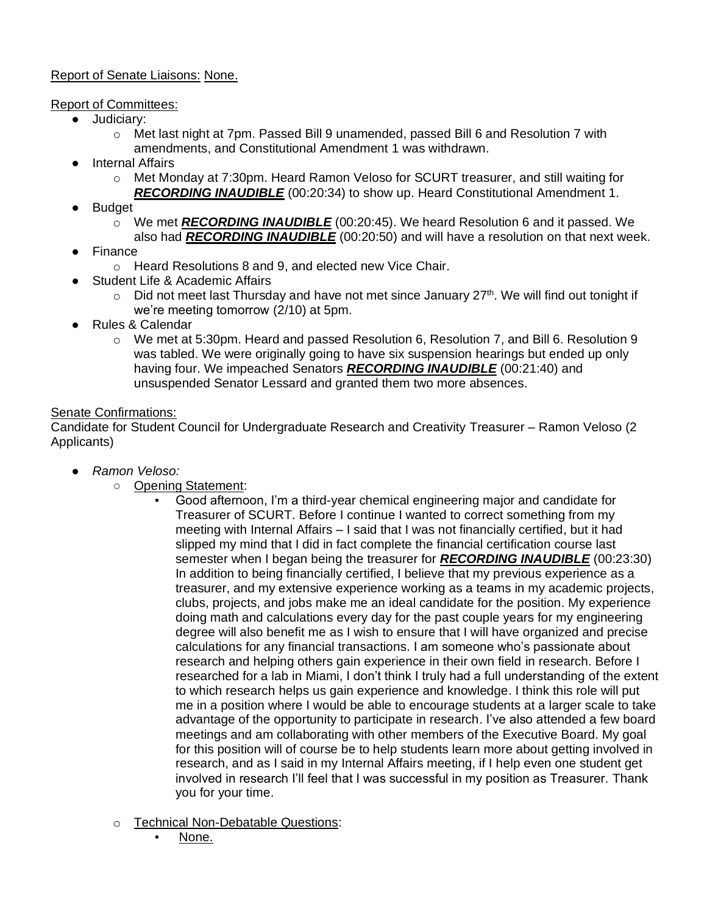Report of Senate Liaisons: None.

Report of Committees:

- Judiciary:
  - Met last night at 7pm. Passed Bill 9 unamended, passed Bill 6 and Resolution 7 with amendments, and Constitutional Amendment 1 was withdrawn.
- Internal Affairs
  - Met Monday at 7:30pm. Heard Ramon Veloso for SCURT treasurer, and still waiting for ***RECORDING INAUDIBLE*** (00:20:34) to show up. Heard Constitutional Amendment 1.
- Budget
  - We met ***RECORDING INAUDIBLE*** (00:20:45). We heard Resolution 6 and it passed. We also had ***RECORDING INAUDIBLE*** (00:20:50) and will have a resolution on that next week.
- Finance
  - Heard Resolutions 8 and 9, and elected new Vice Chair.
- Student Life & Academic Affairs
  - Did not meet last Thursday and have not met since January 27th. We will find out tonight if we're meeting tomorrow (2/10) at 5pm.
- Rules & Calendar
  - We met at 5:30pm. Heard and passed Resolution 6, Resolution 7, and Bill 6. Resolution 9 was tabled. We were originally going to have six suspension hearings but ended up only having four. We impeached Senators ***RECORDING INAUDIBLE*** (00:21:40) and unsuspended Senator Lessard and granted them two more absences.

Senate Confirmations:

Candidate for Student Council for Undergraduate Research and Creativity Treasurer – Ramon Veloso (2 Applicants)

- *Ramon Veloso:*
  - Opening Statement:
    - Good afternoon, I'm a third-year chemical engineering major and candidate for Treasurer of SCURT. Before I continue I wanted to correct something from my meeting with Internal Affairs – I said that I was not financially certified, but it had slipped my mind that I did in fact complete the financial certification course last semester when I began being the treasurer for ***RECORDING INAUDIBLE*** (00:23:30) In addition to being financially certified, I believe that my previous experience as a treasurer, and my extensive experience working as a teams in my academic projects, clubs, projects, and jobs make me an ideal candidate for the position. My experience doing math and calculations every day for the past couple years for my engineering degree will also benefit me as I wish to ensure that I will have organized and precise calculations for any financial transactions. I am someone who's passionate about research and helping others gain experience in their own field in research. Before I researched for a lab in Miami, I don't think I truly had a full understanding of the extent to which research helps us gain experience and knowledge. I think this role will put me in a position where I would be able to encourage students at a larger scale to take advantage of the opportunity to participate in research. I've also attended a few board meetings and am collaborating with other members of the Executive Board. My goal for this position will of course be to help students learn more about getting involved in research, and as I said in my Internal Affairs meeting, if I help even one student get involved in research I'll feel that I was successful in my position as Treasurer. Thank you for your time.
  - Technical Non-Debatable Questions:
    - None.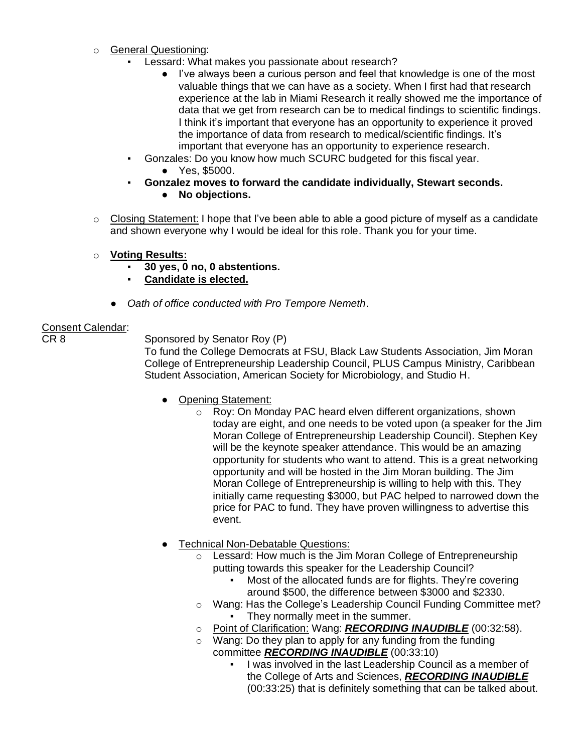- General Questioning:
  - Lessard: What makes you passionate about research?
    - I've always been a curious person and feel that knowledge is one of the most valuable things that we can have as a society. When I first had that research experience at the lab in Miami Research it really showed me the importance of data that we get from research can be to medical findings to scientific findings. I think it's important that everyone has an opportunity to experience it proved the importance of data from research to medical/scientific findings. It's important that everyone has an opportunity to experience research.
  - Gonzales: Do you know how much SCURC budgeted for this fiscal year.
    - Yes, $5000.
  - **Gonzalez moves to forward the candidate individually, Stewart seconds.**
    - **No objections.**

- Closing Statement: I hope that I've been able to able a good picture of myself as a candidate and shown everyone why I would be ideal for this role. Thank you for your time.

- **Voting Results:**
  - **30 yes, 0 no, 0 abstentions.**
  - **Candidate is elected.**

- *Oath of office conducted with Pro Tempore Nemeth*.

Consent Calendar:

CR 8 Sponsored by Senator Roy (P)

To fund the College Democrats at FSU, Black Law Students Association, Jim Moran College of Entrepreneurship Leadership Council, PLUS Campus Ministry, Caribbean Student Association, American Society for Microbiology, and Studio H.

- Opening Statement:
  - Roy: On Monday PAC heard elven different organizations, shown today are eight, and one needs to be voted upon (a speaker for the Jim Moran College of Entrepreneurship Leadership Council). Stephen Key will be the keynote speaker attendance. This would be an amazing opportunity for students who want to attend. This is a great networking opportunity and will be hosted in the Jim Moran building. The Jim Moran College of Entrepreneurship is willing to help with this. They initially came requesting $3000, but PAC helped to narrowed down the price for PAC to fund. They have proven willingness to advertise this event.

- Technical Non-Debatable Questions:
  - Lessard: How much is the Jim Moran College of Entrepreneurship putting towards this speaker for the Leadership Council?
    - Most of the allocated funds are for flights. They're covering around $500, the difference between $3000 and $2330.
  - Wang: Has the College's Leadership Council Funding Committee met?
    - They normally meet in the summer.
  - Point of Clarification: Wang: ***RECORDING INAUDIBLE*** (00:32:58).
  - Wang: Do they plan to apply for any funding from the funding committee ***RECORDING INAUDIBLE*** (00:33:10)
    - I was involved in the last Leadership Council as a member of the College of Arts and Sciences, ***RECORDING INAUDIBLE*** (00:33:25) that is definitely something that can be talked about.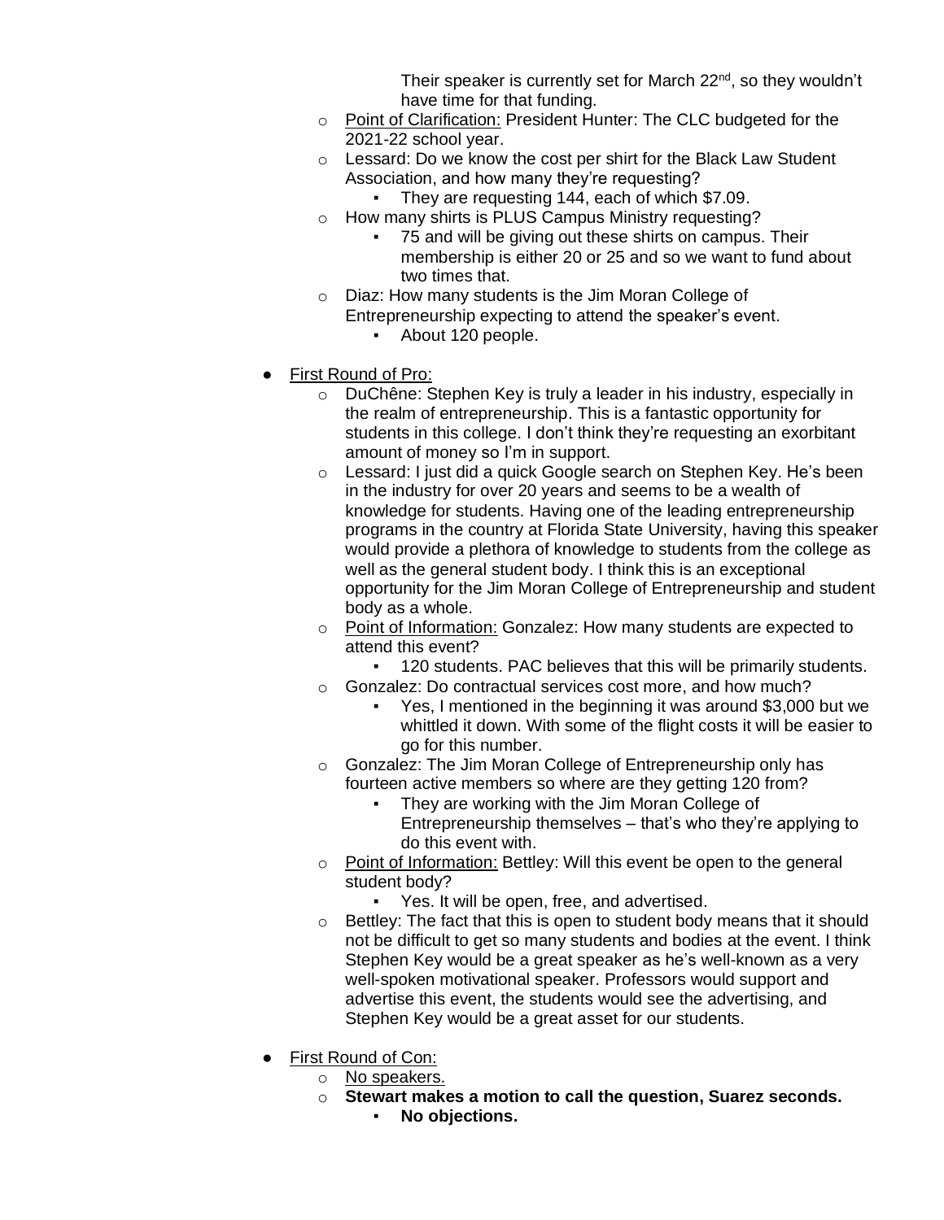Their speaker is currently set for March 22nd, so they wouldn't have time for that funding.

- Point of Clarification: President Hunter: The CLC budgeted for the 2021-22 school year.
- Lessard: Do we know the cost per shirt for the Black Law Student Association, and how many they're requesting?
  - They are requesting 144, each of which $7.09.
- How many shirts is PLUS Campus Ministry requesting?
  - 75 and will be giving out these shirts on campus. Their membership is either 20 or 25 and so we want to fund about two times that.
- Diaz: How many students is the Jim Moran College of Entrepreneurship expecting to attend the speaker's event.
  - About 120 people.

- First Round of Pro:
  - DuChêne: Stephen Key is truly a leader in his industry, especially in the realm of entrepreneurship. This is a fantastic opportunity for students in this college. I don't think they're requesting an exorbitant amount of money so I'm in support.
  - Lessard: I just did a quick Google search on Stephen Key. He's been in the industry for over 20 years and seems to be a wealth of knowledge for students. Having one of the leading entrepreneurship programs in the country at Florida State University, having this speaker would provide a plethora of knowledge to students from the college as well as the general student body. I think this is an exceptional opportunity for the Jim Moran College of Entrepreneurship and student body as a whole.
  - Point of Information: Gonzalez: How many students are expected to attend this event?
    - 120 students. PAC believes that this will be primarily students.
  - Gonzalez: Do contractual services cost more, and how much?
    - Yes, I mentioned in the beginning it was around $3,000 but we whittled it down. With some of the flight costs it will be easier to go for this number.
  - Gonzalez: The Jim Moran College of Entrepreneurship only has fourteen active members so where are they getting 120 from?
    - They are working with the Jim Moran College of Entrepreneurship themselves – that's who they're applying to do this event with.
  - Point of Information: Bettley: Will this event be open to the general student body?
    - Yes. It will be open, free, and advertised.
  - Bettley: The fact that this is open to student body means that it should not be difficult to get so many students and bodies at the event. I think Stephen Key would be a great speaker as he's well-known as a very well-spoken motivational speaker. Professors would support and advertise this event, the students would see the advertising, and Stephen Key would be a great asset for our students.

- First Round of Con:
  - No speakers.
  - **Stewart makes a motion to call the question, Suarez seconds.**
    - **No objections.**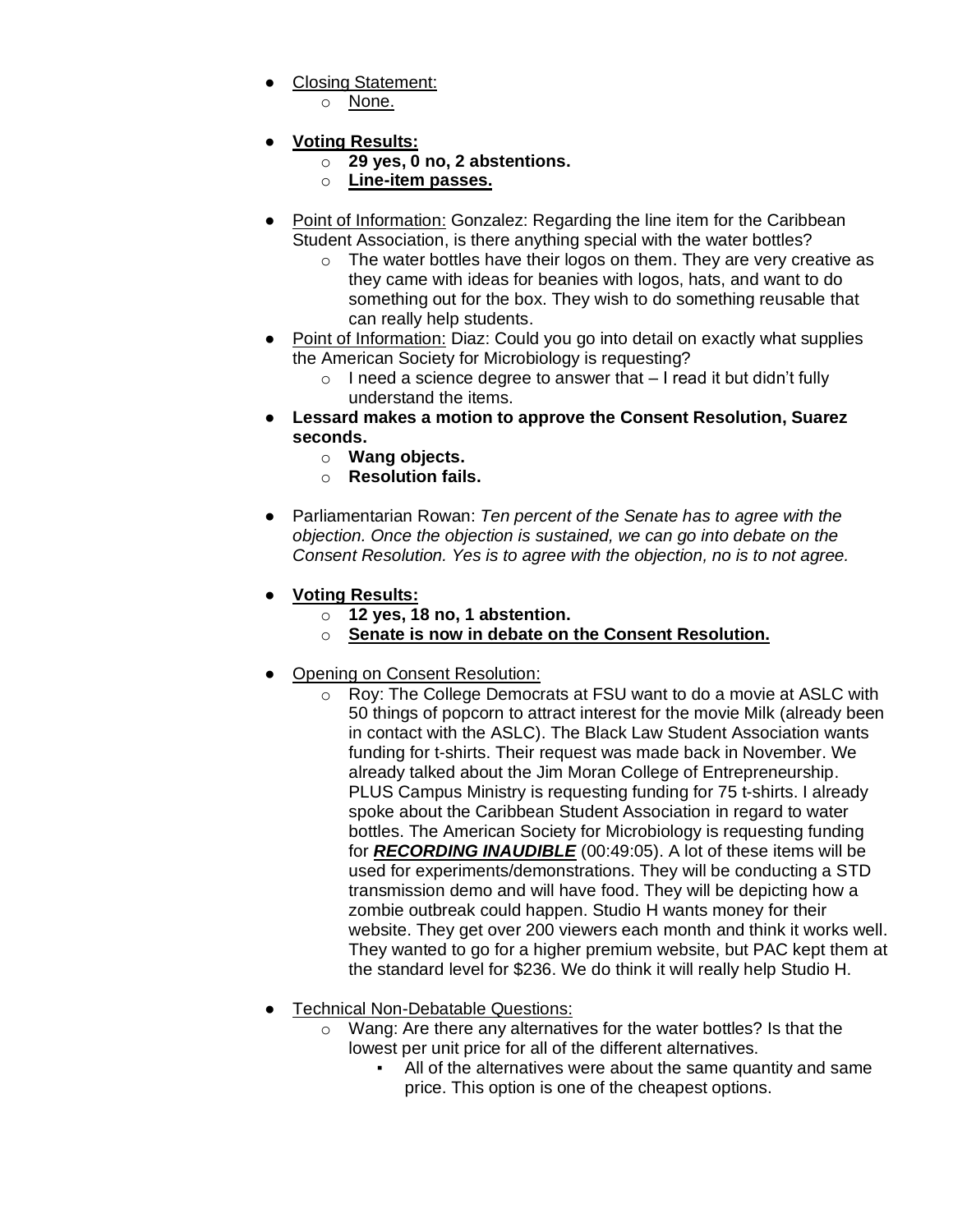- <u>Closing Statement:</u>
    - <u>None.</u>

- **<u>Voting Results:</u>**
    - **29 yes, 0 no, 2 abstentions.**
    - **<u>Line-item passes.</u>**

- <u>Point of Information:</u> Gonzalez: Regarding the line item for the Caribbean Student Association, is there anything special with the water bottles?
    - The water bottles have their logos on them. They are very creative as they came with ideas for beanies with logos, hats, and want to do something out for the box. They wish to do something reusable that can really help students.
- <u>Point of Information:</u> Diaz: Could you go into detail on exactly what supplies the American Society for Microbiology is requesting?
    - I need a science degree to answer that – I read it but didn't fully understand the items.
- **Lessard makes a motion to approve the Consent Resolution, Suarez seconds.**
    - **Wang objects.**
    - **Resolution fails.**

- Parliamentarian Rowan: *Ten percent of the Senate has to agree with the objection. Once the objection is sustained, we can go into debate on the Consent Resolution. Yes is to agree with the objection, no is to not agree.*

- **<u>Voting Results:</u>**
    - **12 yes, 18 no, 1 abstention.**
    - **<u>Senate is now in debate on the Consent Resolution.</u>**

- <u>Opening on Consent Resolution:</u>
    - Roy: The College Democrats at FSU want to do a movie at ASLC with 50 things of popcorn to attract interest for the movie Milk (already been in contact with the ASLC). The Black Law Student Association wants funding for t-shirts. Their request was made back in November. We already talked about the Jim Moran College of Entrepreneurship. PLUS Campus Ministry is requesting funding for 75 t-shirts. I already spoke about the Caribbean Student Association in regard to water bottles. The American Society for Microbiology is requesting funding for ***<u>RECORDING INAUDIBLE</u>*** (00:49:05). A lot of these items will be used for experiments/demonstrations. They will be conducting a STD transmission demo and will have food. They will be depicting how a zombie outbreak could happen. Studio H wants money for their website. They get over 200 viewers each month and think it works well. They wanted to go for a higher premium website, but PAC kept them at the standard level for $236. We do think it will really help Studio H.

- <u>Technical Non-Debatable Questions:</u>
    - Wang: Are there any alternatives for the water bottles? Is that the lowest per unit price for all of the different alternatives.
        - All of the alternatives were about the same quantity and same price. This option is one of the cheapest options.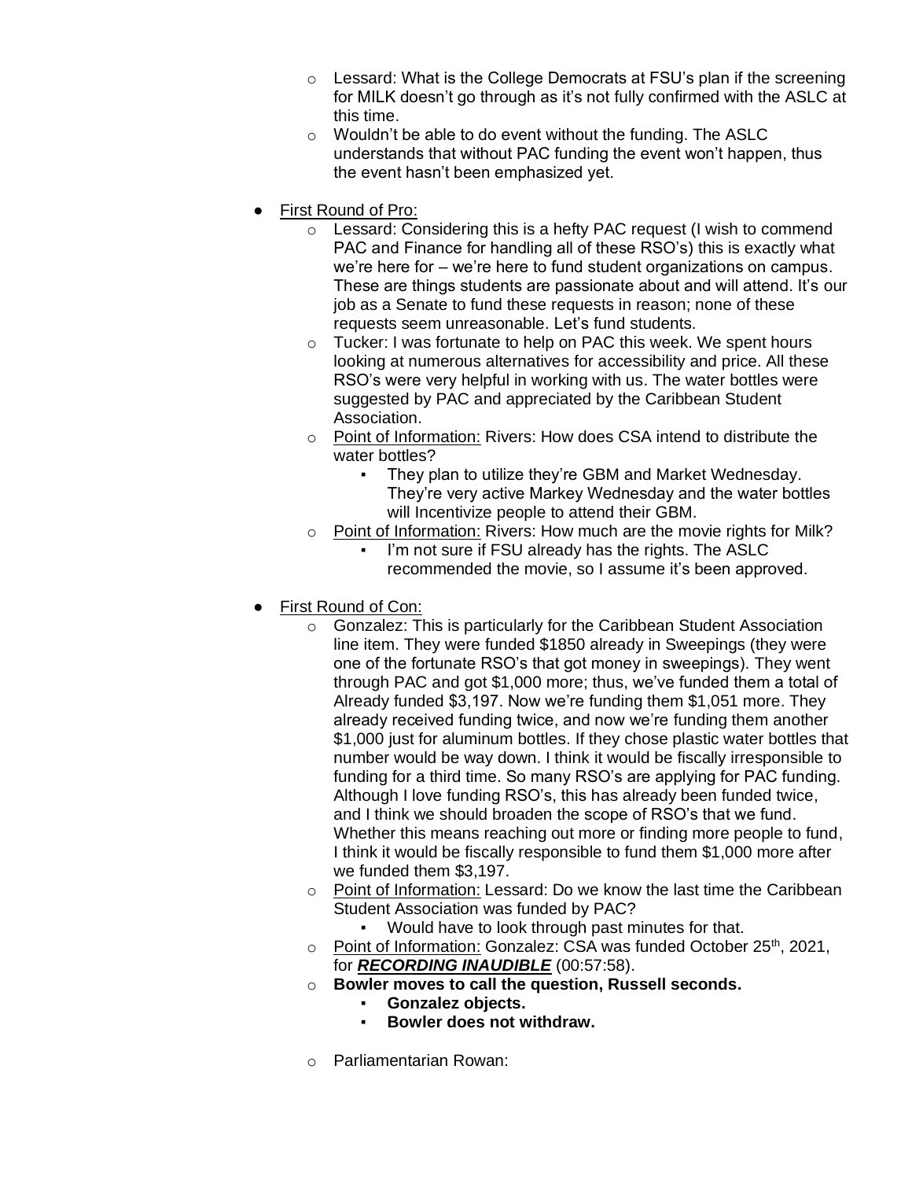- Lessard: What is the College Democrats at FSU's plan if the screening for MILK doesn't go through as it's not fully confirmed with the ASLC at this time.
- Wouldn't be able to do event without the funding. The ASLC understands that without PAC funding the event won't happen, thus the event hasn't been emphasized yet.

- <u>First Round of Pro:</u>
  - Lessard: Considering this is a hefty PAC request (I wish to commend PAC and Finance for handling all of these RSO's) this is exactly what we're here for – we're here to fund student organizations on campus. These are things students are passionate about and will attend. It's our job as a Senate to fund these requests in reason; none of these requests seem unreasonable. Let's fund students.
  - Tucker: I was fortunate to help on PAC this week. We spent hours looking at numerous alternatives for accessibility and price. All these RSO's were very helpful in working with us. The water bottles were suggested by PAC and appreciated by the Caribbean Student Association.
  - <u>Point of Information:</u> Rivers: How does CSA intend to distribute the water bottles?
    - They plan to utilize they're GBM and Market Wednesday. They're very active Markey Wednesday and the water bottles will Incentivize people to attend their GBM.
  - <u>Point of Information:</u> Rivers: How much are the movie rights for Milk?
    - I'm not sure if FSU already has the rights. The ASLC recommended the movie, so I assume it's been approved.

- <u>First Round of Con:</u>
  - Gonzalez: This is particularly for the Caribbean Student Association line item. They were funded $1850 already in Sweepings (they were one of the fortunate RSO's that got money in sweepings). They went through PAC and got $1,000 more; thus, we've funded them a total of Already funded $3,197. Now we're funding them $1,051 more. They already received funding twice, and now we're funding them another $1,000 just for aluminum bottles. If they chose plastic water bottles that number would be way down. I think it would be fiscally irresponsible to funding for a third time. So many RSO's are applying for PAC funding. Although I love funding RSO's, this has already been funded twice, and I think we should broaden the scope of RSO's that we fund. Whether this means reaching out more or finding more people to fund, I think it would be fiscally responsible to fund them $1,000 more after we funded them $3,197.
  - <u>Point of Information:</u> Lessard: Do we know the last time the Caribbean Student Association was funded by PAC?
    - Would have to look through past minutes for that.
  - <u>Point of Information:</u> Gonzalez: CSA was funded October 25th, 2021, for ***<u>RECORDING INAUDIBLE</u>*** (00:57:58).
  - **Bowler moves to call the question, Russell seconds.**
    - **Gonzalez objects.**
    - **Bowler does not withdraw.**

  - Parliamentarian Rowan: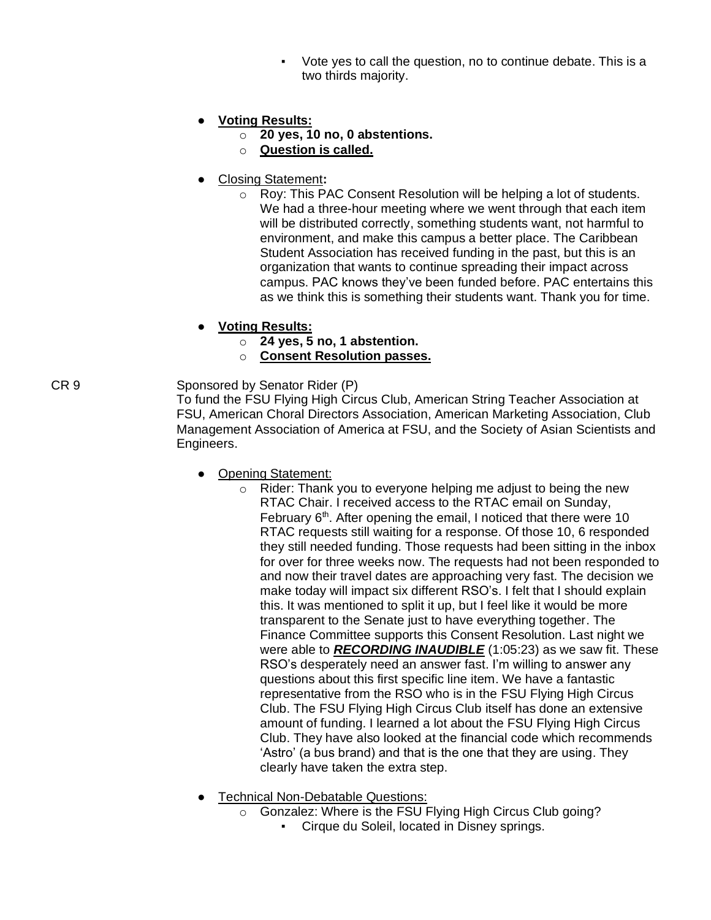- Vote yes to call the question, no to continue debate. This is a two thirds majority.

- **Voting Results:**
  - **20 yes, 10 no, 0 abstentions.**
  - **Question is called.**

- Closing Statement**:**
  - Roy: This PAC Consent Resolution will be helping a lot of students. We had a three-hour meeting where we went through that each item will be distributed correctly, something students want, not harmful to environment, and make this campus a better place. The Caribbean Student Association has received funding in the past, but this is an organization that wants to continue spreading their impact across campus. PAC knows they've been funded before. PAC entertains this as we think this is something their students want. Thank you for time.

- **Voting Results:**
  - **24 yes, 5 no, 1 abstention.**
  - **Consent Resolution passes.**

CR 9 Sponsored by Senator Rider (P)
To fund the FSU Flying High Circus Club, American String Teacher Association at FSU, American Choral Directors Association, American Marketing Association, Club Management Association of America at FSU, and the Society of Asian Scientists and Engineers.

- Opening Statement:
  - Rider: Thank you to everyone helping me adjust to being the new RTAC Chair. I received access to the RTAC email on Sunday, February 6th. After opening the email, I noticed that there were 10 RTAC requests still waiting for a response. Of those 10, 6 responded they still needed funding. Those requests had been sitting in the inbox for over for three weeks now. The requests had not been responded to and now their travel dates are approaching very fast. The decision we make today will impact six different RSO's. I felt that I should explain this. It was mentioned to split it up, but I feel like it would be more transparent to the Senate just to have everything together. The Finance Committee supports this Consent Resolution. Last night we were able to ***RECORDING INAUDIBLE*** (1:05:23) as we saw fit. These RSO's desperately need an answer fast. I'm willing to answer any questions about this first specific line item. We have a fantastic representative from the RSO who is in the FSU Flying High Circus Club. The FSU Flying High Circus Club itself has done an extensive amount of funding. I learned a lot about the FSU Flying High Circus Club. They have also looked at the financial code which recommends 'Astro' (a bus brand) and that is the one that they are using. They clearly have taken the extra step.

- Technical Non-Debatable Questions:
  - Gonzalez: Where is the FSU Flying High Circus Club going?
    - Cirque du Soleil, located in Disney springs.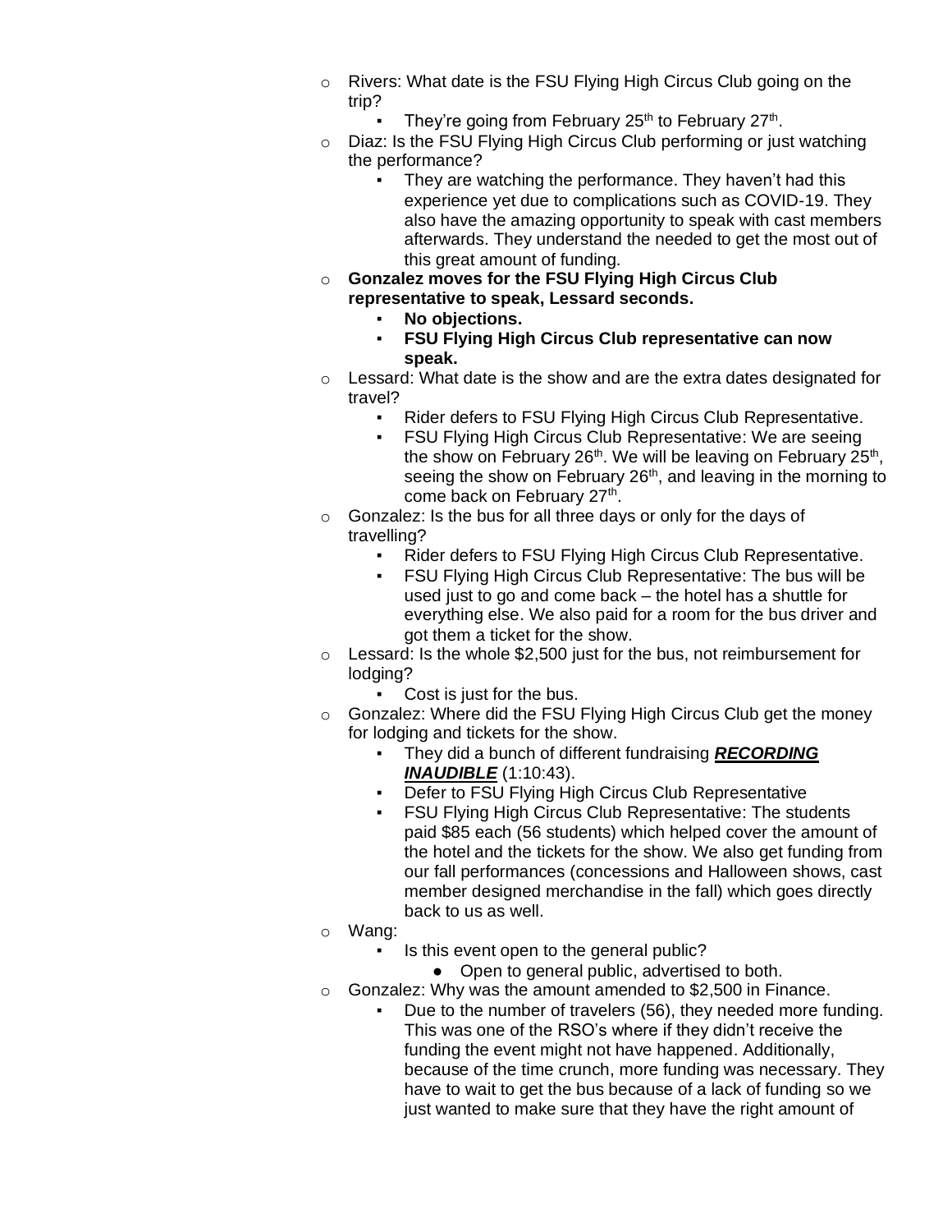- Rivers: What date is the FSU Flying High Circus Club going on the trip?
  - They're going from February 25th to February 27th.
- Diaz: Is the FSU Flying High Circus Club performing or just watching the performance?
  - They are watching the performance. They haven't had this experience yet due to complications such as COVID-19. They also have the amazing opportunity to speak with cast members afterwards. They understand the needed to get the most out of this great amount of funding.
- **Gonzalez moves for the FSU Flying High Circus Club representative to speak, Lessard seconds.**
  - **No objections.**
  - **FSU Flying High Circus Club representative can now speak.**
- Lessard: What date is the show and are the extra dates designated for travel?
  - Rider defers to FSU Flying High Circus Club Representative.
  - FSU Flying High Circus Club Representative: We are seeing the show on February 26th. We will be leaving on February 25th, seeing the show on February 26th, and leaving in the morning to come back on February 27th.
- Gonzalez: Is the bus for all three days or only for the days of travelling?
  - Rider defers to FSU Flying High Circus Club Representative.
  - FSU Flying High Circus Club Representative: The bus will be used just to go and come back – the hotel has a shuttle for everything else. We also paid for a room for the bus driver and got them a ticket for the show.
- Lessard: Is the whole $2,500 just for the bus, not reimbursement for lodging?
  - Cost is just for the bus.
- Gonzalez: Where did the FSU Flying High Circus Club get the money for lodging and tickets for the show.
  - They did a bunch of different fundraising ***RECORDING INAUDIBLE*** (1:10:43).
  - Defer to FSU Flying High Circus Club Representative
  - FSU Flying High Circus Club Representative: The students paid $85 each (56 students) which helped cover the amount of the hotel and the tickets for the show. We also get funding from our fall performances (concessions and Halloween shows, cast member designed merchandise in the fall) which goes directly back to us as well.
- Wang:
  - Is this event open to the general public?
    - Open to general public, advertised to both.
- Gonzalez: Why was the amount amended to $2,500 in Finance.
  - Due to the number of travelers (56), they needed more funding. This was one of the RSO's where if they didn't receive the funding the event might not have happened. Additionally, because of the time crunch, more funding was necessary. They have to wait to get the bus because of a lack of funding so we just wanted to make sure that they have the right amount of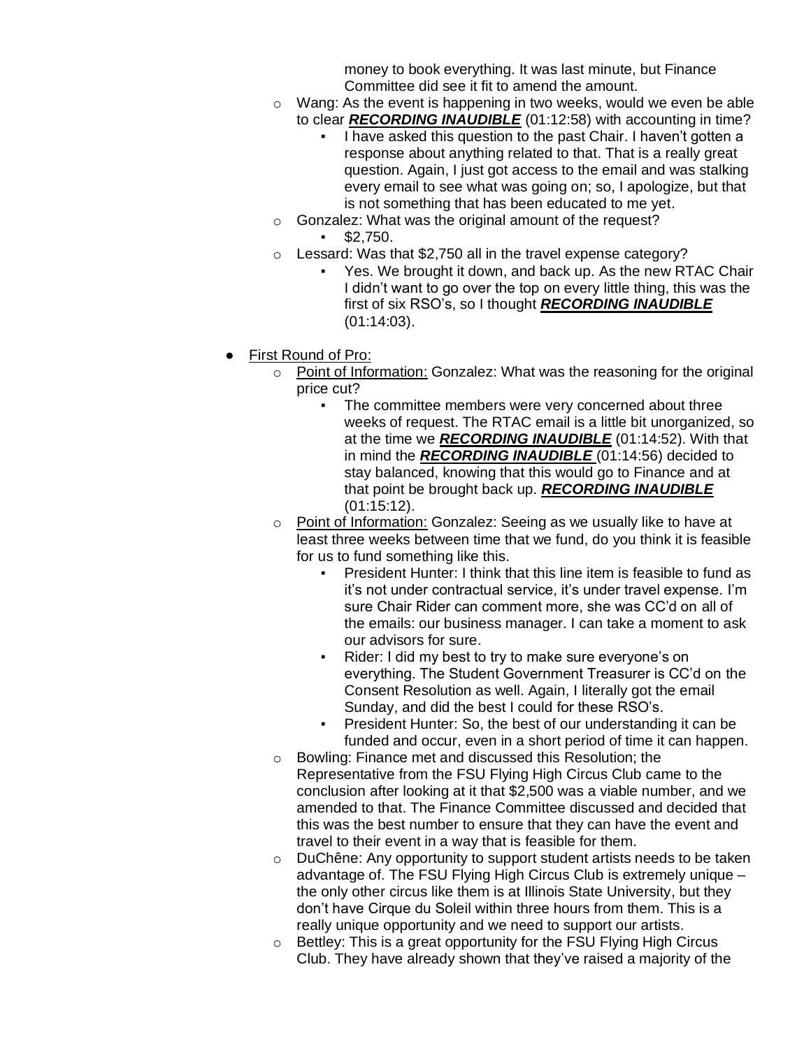money to book everything. It was last minute, but Finance Committee did see it fit to amend the amount.

- Wang: As the event is happening in two weeks, would we even be able to clear ***RECORDING INAUDIBLE*** (01:12:58) with accounting in time?
  - I have asked this question to the past Chair. I haven't gotten a response about anything related to that. That is a really great question. Again, I just got access to the email and was stalking every email to see what was going on; so, I apologize, but that is not something that has been educated to me yet.
- Gonzalez: What was the original amount of the request?
  - $2,750.
- Lessard: Was that $2,750 all in the travel expense category?
  - Yes. We brought it down, and back up. As the new RTAC Chair I didn't want to go over the top on every little thing, this was the first of six RSO's, so I thought ***RECORDING INAUDIBLE*** (01:14:03).

- <u>First Round of Pro:</u>
  - <u>Point of Information:</u> Gonzalez: What was the reasoning for the original price cut?
    - The committee members were very concerned about three weeks of request. The RTAC email is a little bit unorganized, so at the time we ***RECORDING INAUDIBLE*** (01:14:52). With that in mind the ***RECORDING INAUDIBLE*** (01:14:56) decided to stay balanced, knowing that this would go to Finance and at that point be brought back up. ***RECORDING INAUDIBLE*** (01:15:12).
  - <u>Point of Information:</u> Gonzalez: Seeing as we usually like to have at least three weeks between time that we fund, do you think it is feasible for us to fund something like this.
    - President Hunter: I think that this line item is feasible to fund as it's not under contractual service, it's under travel expense. I'm sure Chair Rider can comment more, she was CC'd on all of the emails: our business manager. I can take a moment to ask our advisors for sure.
    - Rider: I did my best to try to make sure everyone's on everything. The Student Government Treasurer is CC'd on the Consent Resolution as well. Again, I literally got the email Sunday, and did the best I could for these RSO's.
    - President Hunter: So, the best of our understanding it can be funded and occur, even in a short period of time it can happen.
  - Bowling: Finance met and discussed this Resolution; the Representative from the FSU Flying High Circus Club came to the conclusion after looking at it that $2,500 was a viable number, and we amended to that. The Finance Committee discussed and decided that this was the best number to ensure that they can have the event and travel to their event in a way that is feasible for them.
  - DuChêne: Any opportunity to support student artists needs to be taken advantage of. The FSU Flying High Circus Club is extremely unique – the only other circus like them is at Illinois State University, but they don't have Cirque du Soleil within three hours from them. This is a really unique opportunity and we need to support our artists.
  - Bettley: This is a great opportunity for the FSU Flying High Circus Club. They have already shown that they've raised a majority of the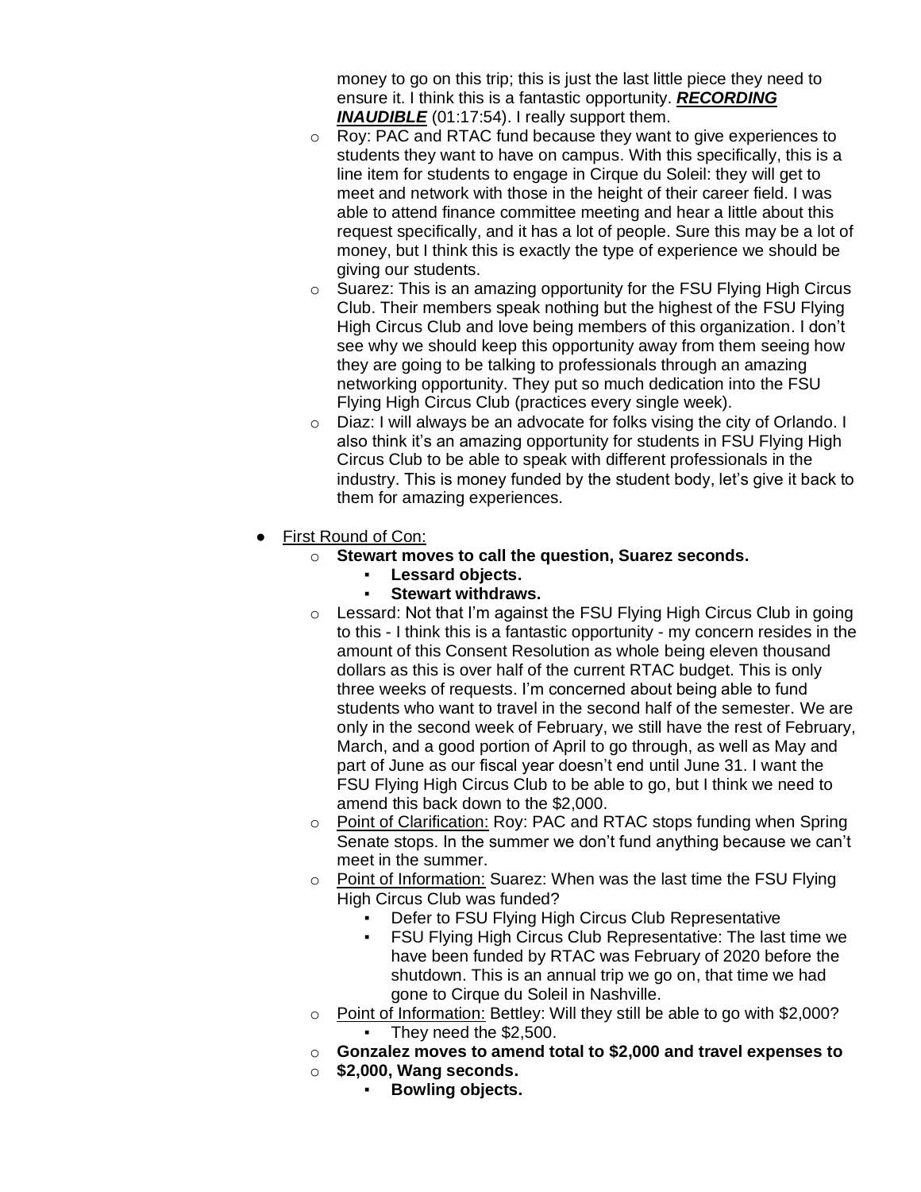money to go on this trip; this is just the last little piece they need to ensure it. I think this is a fantastic opportunity. ***RECORDING INAUDIBLE*** (01:17:54). I really support them.

- Roy: PAC and RTAC fund because they want to give experiences to students they want to have on campus. With this specifically, this is a line item for students to engage in Cirque du Soleil: they will get to meet and network with those in the height of their career field. I was able to attend finance committee meeting and hear a little about this request specifically, and it has a lot of people. Sure this may be a lot of money, but I think this is exactly the type of experience we should be giving our students.
- Suarez: This is an amazing opportunity for the FSU Flying High Circus Club. Their members speak nothing but the highest of the FSU Flying High Circus Club and love being members of this organization. I don't see why we should keep this opportunity away from them seeing how they are going to be talking to professionals through an amazing networking opportunity. They put so much dedication into the FSU Flying High Circus Club (practices every single week).
- Diaz: I will always be an advocate for folks vising the city of Orlando. I also think it's an amazing opportunity for students in FSU Flying High Circus Club to be able to speak with different professionals in the industry. This is money funded by the student body, let's give it back to them for amazing experiences.

- First Round of Con:
  - **Stewart moves to call the question, Suarez seconds.**
    - **Lessard objects.**
    - **Stewart withdraws.**
  - Lessard: Not that I'm against the FSU Flying High Circus Club in going to this - I think this is a fantastic opportunity - my concern resides in the amount of this Consent Resolution as whole being eleven thousand dollars as this is over half of the current RTAC budget. This is only three weeks of requests. I'm concerned about being able to fund students who want to travel in the second half of the semester. We are only in the second week of February, we still have the rest of February, March, and a good portion of April to go through, as well as May and part of June as our fiscal year doesn't end until June 31. I want the FSU Flying High Circus Club to be able to go, but I think we need to amend this back down to the $2,000.
  - Point of Clarification: Roy: PAC and RTAC stops funding when Spring Senate stops. In the summer we don't fund anything because we can't meet in the summer.
  - Point of Information: Suarez: When was the last time the FSU Flying High Circus Club was funded?
    - Defer to FSU Flying High Circus Club Representative
    - FSU Flying High Circus Club Representative: The last time we have been funded by RTAC was February of 2020 before the shutdown. This is an annual trip we go on, that time we had gone to Cirque du Soleil in Nashville.
  - Point of Information: Bettley: Will they still be able to go with $2,000?
    - They need the $2,500.
  - **Gonzalez moves to amend total to $2,000 and travel expenses to**
  - **$2,000, Wang seconds.**
    - **Bowling objects.**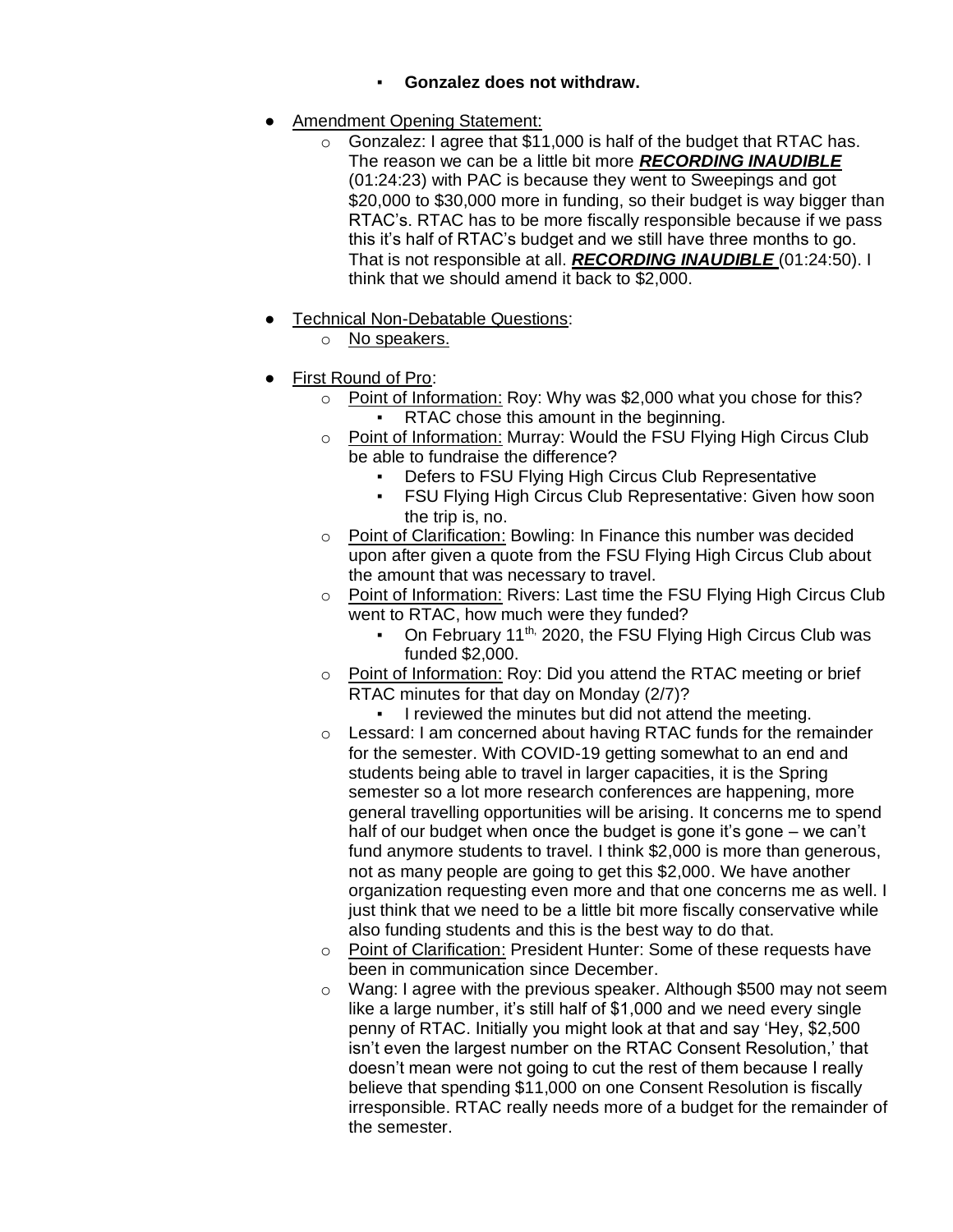- **Gonzalez does not withdraw.**

- <u>Amendment Opening Statement:</u>
  - Gonzalez: I agree that $11,000 is half of the budget that RTAC has. The reason we can be a little bit more ***<u>RECORDING INAUDIBLE</u>*** (01:24:23) with PAC is because they went to Sweepings and got $20,000 to $30,000 more in funding, so their budget is way bigger than RTAC's. RTAC has to be more fiscally responsible because if we pass this it's half of RTAC's budget and we still have three months to go. That is not responsible at all. ***<u>RECORDING INAUDIBLE</u>*** (01:24:50). I think that we should amend it back to $2,000.

- <u>Technical Non-Debatable Questions</u>:
  - <u>No speakers.</u>

- <u>First Round of Pro</u>:
  - <u>Point of Information:</u> Roy: Why was $2,000 what you chose for this?
    - RTAC chose this amount in the beginning.
  - <u>Point of Information:</u> Murray: Would the FSU Flying High Circus Club be able to fundraise the difference?
    - Defers to FSU Flying High Circus Club Representative
    - FSU Flying High Circus Club Representative: Given how soon the trip is, no.
  - <u>Point of Clarification:</u> Bowling: In Finance this number was decided upon after given a quote from the FSU Flying High Circus Club about the amount that was necessary to travel.
  - <u>Point of Information:</u> Rivers: Last time the FSU Flying High Circus Club went to RTAC, how much were they funded?
    - On February 11th, 2020, the FSU Flying High Circus Club was funded $2,000.
  - <u>Point of Information:</u> Roy: Did you attend the RTAC meeting or brief RTAC minutes for that day on Monday (2/7)?
    - I reviewed the minutes but did not attend the meeting.
  - Lessard: I am concerned about having RTAC funds for the remainder for the semester. With COVID-19 getting somewhat to an end and students being able to travel in larger capacities, it is the Spring semester so a lot more research conferences are happening, more general travelling opportunities will be arising. It concerns me to spend half of our budget when once the budget is gone it's gone – we can't fund anymore students to travel. I think $2,000 is more than generous, not as many people are going to get this $2,000. We have another organization requesting even more and that one concerns me as well. I just think that we need to be a little bit more fiscally conservative while also funding students and this is the best way to do that.
  - <u>Point of Clarification:</u> President Hunter: Some of these requests have been in communication since December.
  - Wang: I agree with the previous speaker. Although $500 may not seem like a large number, it's still half of $1,000 and we need every single penny of RTAC. Initially you might look at that and say 'Hey, $2,500 isn't even the largest number on the RTAC Consent Resolution,' that doesn't mean were not going to cut the rest of them because I really believe that spending $11,000 on one Consent Resolution is fiscally irresponsible. RTAC really needs more of a budget for the remainder of the semester.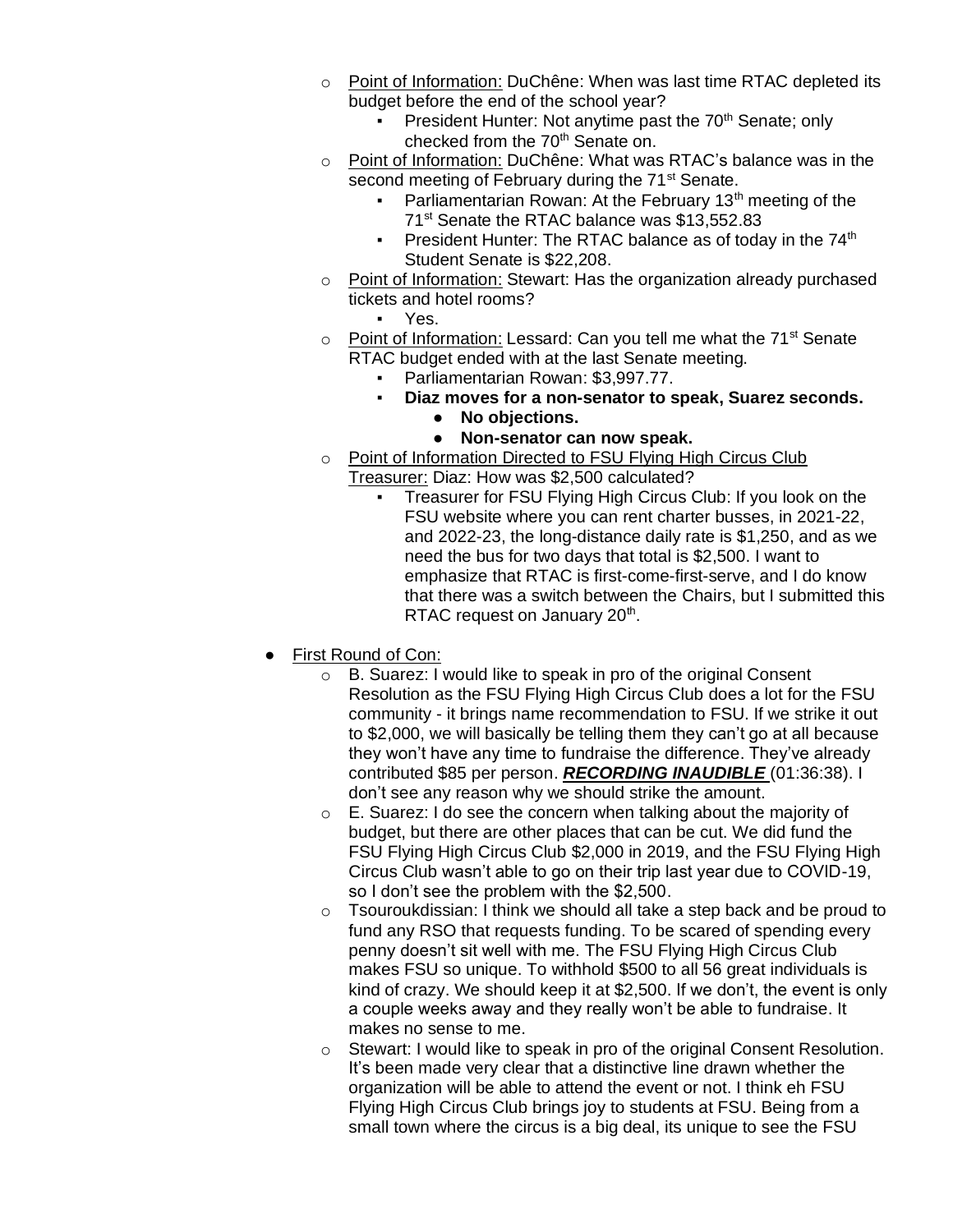- Point of Information: DuChêne: When was last time RTAC depleted its budget before the end of the school year?
  - President Hunter: Not anytime past the 70th Senate; only checked from the 70th Senate on.
- Point of Information: DuChêne: What was RTAC's balance was in the second meeting of February during the 71st Senate.
  - Parliamentarian Rowan: At the February 13th meeting of the 71st Senate the RTAC balance was $13,552.83
  - President Hunter: The RTAC balance as of today in the 74th Student Senate is $22,208.
- Point of Information: Stewart: Has the organization already purchased tickets and hotel rooms?
  - Yes.
- Point of Information: Lessard: Can you tell me what the 71st Senate RTAC budget ended with at the last Senate meeting.
  - Parliamentarian Rowan: $3,997.77.
  - **Diaz moves for a non-senator to speak, Suarez seconds.**
    - **No objections.**
    - **Non-senator can now speak.**
- Point of Information Directed to FSU Flying High Circus Club Treasurer: Diaz: How was $2,500 calculated?
  - Treasurer for FSU Flying High Circus Club: If you look on the FSU website where you can rent charter busses, in 2021-22, and 2022-23, the long-distance daily rate is $1,250, and as we need the bus for two days that total is $2,500. I want to emphasize that RTAC is first-come-first-serve, and I do know that there was a switch between the Chairs, but I submitted this RTAC request on January 20th.

- First Round of Con:
  - B. Suarez: I would like to speak in pro of the original Consent Resolution as the FSU Flying High Circus Club does a lot for the FSU community - it brings name recommendation to FSU. If we strike it out to $2,000, we will basically be telling them they can't go at all because they won't have any time to fundraise the difference. They've already contributed $85 per person. ***RECORDING INAUDIBLE*** (01:36:38). I don't see any reason why we should strike the amount.
  - E. Suarez: I do see the concern when talking about the majority of budget, but there are other places that can be cut. We did fund the FSU Flying High Circus Club $2,000 in 2019, and the FSU Flying High Circus Club wasn't able to go on their trip last year due to COVID-19, so I don't see the problem with the $2,500.
  - Tsouroukdissian: I think we should all take a step back and be proud to fund any RSO that requests funding. To be scared of spending every penny doesn't sit well with me. The FSU Flying High Circus Club makes FSU so unique. To withhold $500 to all 56 great individuals is kind of crazy. We should keep it at $2,500. If we don't, the event is only a couple weeks away and they really won't be able to fundraise. It makes no sense to me.
  - Stewart: I would like to speak in pro of the original Consent Resolution. It's been made very clear that a distinctive line drawn whether the organization will be able to attend the event or not. I think eh FSU Flying High Circus Club brings joy to students at FSU. Being from a small town where the circus is a big deal, its unique to see the FSU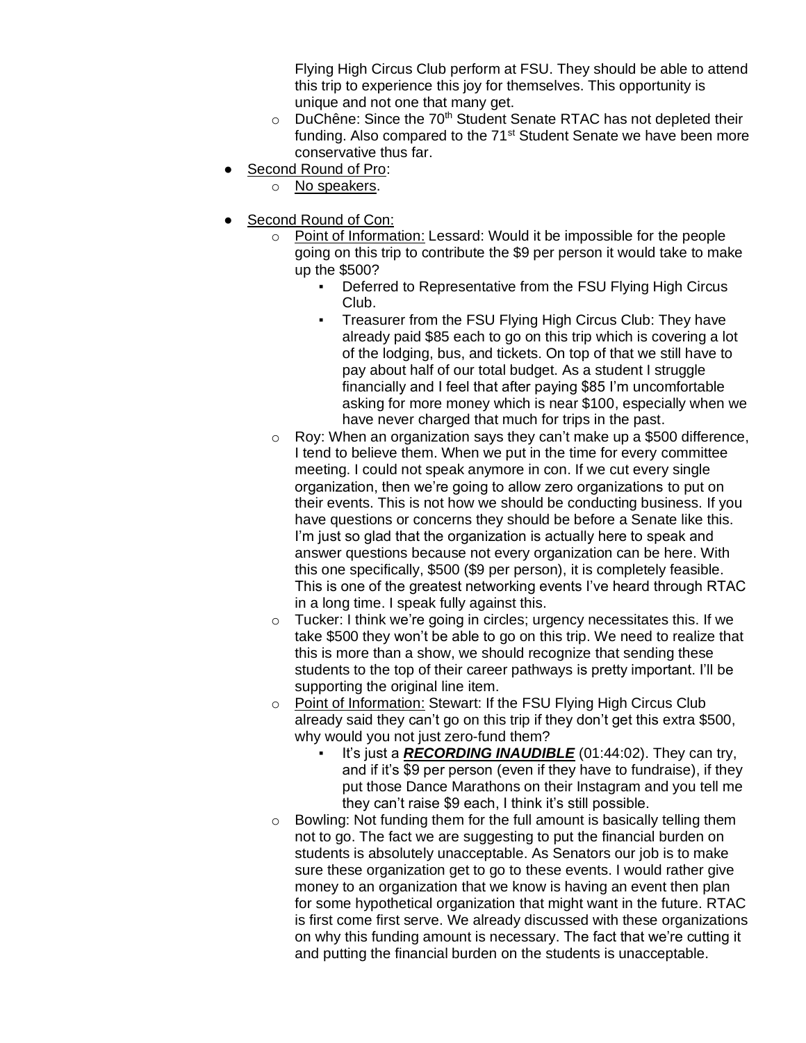Flying High Circus Club perform at FSU. They should be able to attend this trip to experience this joy for themselves. This opportunity is unique and not one that many get.

  - DuChêne: Since the 70th Student Senate RTAC has not depleted their funding. Also compared to the 71st Student Senate we have been more conservative thus far.

- Second Round of Pro:
  - No speakers.

- Second Round of Con:
  - Point of Information: Lessard: Would it be impossible for the people going on this trip to contribute the $9 per person it would take to make up the $500?
    - Deferred to Representative from the FSU Flying High Circus Club.
    - Treasurer from the FSU Flying High Circus Club: They have already paid $85 each to go on this trip which is covering a lot of the lodging, bus, and tickets. On top of that we still have to pay about half of our total budget. As a student I struggle financially and I feel that after paying $85 I'm uncomfortable asking for more money which is near $100, especially when we have never charged that much for trips in the past.
  - Roy: When an organization says they can't make up a $500 difference, I tend to believe them. When we put in the time for every committee meeting. I could not speak anymore in con. If we cut every single organization, then we're going to allow zero organizations to put on their events. This is not how we should be conducting business. If you have questions or concerns they should be before a Senate like this. I'm just so glad that the organization is actually here to speak and answer questions because not every organization can be here. With this one specifically, $500 ($9 per person), it is completely feasible. This is one of the greatest networking events I've heard through RTAC in a long time. I speak fully against this.
  - Tucker: I think we're going in circles; urgency necessitates this. If we take $500 they won't be able to go on this trip. We need to realize that this is more than a show, we should recognize that sending these students to the top of their career pathways is pretty important. I'll be supporting the original line item.
  - Point of Information: Stewart: If the FSU Flying High Circus Club already said they can't go on this trip if they don't get this extra $500, why would you not just zero-fund them?
    - It's just a ***RECORDING INAUDIBLE*** (01:44:02). They can try, and if it's $9 per person (even if they have to fundraise), if they put those Dance Marathons on their Instagram and you tell me they can't raise $9 each, I think it's still possible.
  - Bowling: Not funding them for the full amount is basically telling them not to go. The fact we are suggesting to put the financial burden on students is absolutely unacceptable. As Senators our job is to make sure these organization get to go to these events. I would rather give money to an organization that we know is having an event then plan for some hypothetical organization that might want in the future. RTAC is first come first serve. We already discussed with these organizations on why this funding amount is necessary. The fact that we're cutting it and putting the financial burden on the students is unacceptable.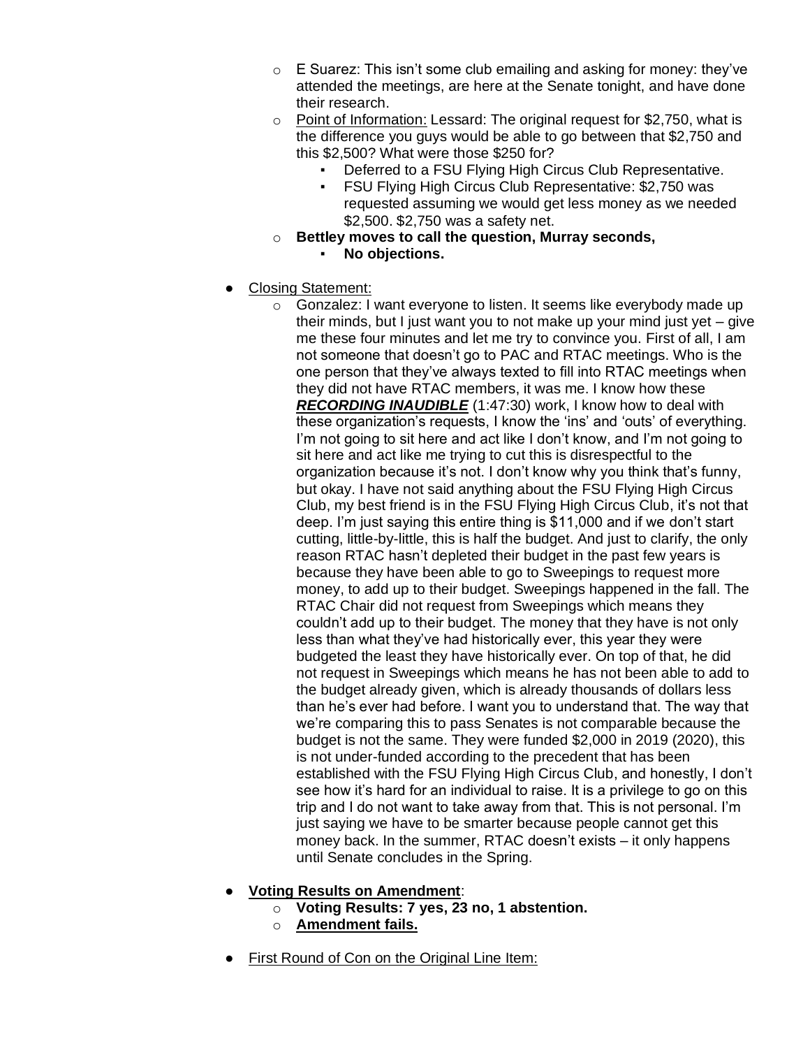- E Suarez: This isn't some club emailing and asking for money: they've attended the meetings, are here at the Senate tonight, and have done their research.
- Point of Information: Lessard: The original request for $2,750, what is the difference you guys would be able to go between that $2,750 and this $2,500? What were those $250 for?
  - Deferred to a FSU Flying High Circus Club Representative.
  - FSU Flying High Circus Club Representative: $2,750 was requested assuming we would get less money as we needed $2,500. $2,750 was a safety net.
- **Bettley moves to call the question, Murray seconds,**
  - **No objections.**

- Closing Statement:
  - Gonzalez: I want everyone to listen. It seems like everybody made up their minds, but I just want you to not make up your mind just yet – give me these four minutes and let me try to convince you. First of all, I am not someone that doesn't go to PAC and RTAC meetings. Who is the one person that they've always texted to fill into RTAC meetings when they did not have RTAC members, it was me. I know how these ***RECORDING INAUDIBLE*** (1:47:30) work, I know how to deal with these organization's requests, I know the 'ins' and 'outs' of everything. I'm not going to sit here and act like I don't know, and I'm not going to sit here and act like me trying to cut this is disrespectful to the organization because it's not. I don't know why you think that's funny, but okay. I have not said anything about the FSU Flying High Circus Club, my best friend is in the FSU Flying High Circus Club, it's not that deep. I'm just saying this entire thing is $11,000 and if we don't start cutting, little-by-little, this is half the budget. And just to clarify, the only reason RTAC hasn't depleted their budget in the past few years is because they have been able to go to Sweepings to request more money, to add up to their budget. Sweepings happened in the fall. The RTAC Chair did not request from Sweepings which means they couldn't add up to their budget. The money that they have is not only less than what they've had historically ever, this year they were budgeted the least they have historically ever. On top of that, he did not request in Sweepings which means he has not been able to add to the budget already given, which is already thousands of dollars less than he's ever had before. I want you to understand that. The way that we're comparing this to pass Senates is not comparable because the budget is not the same. They were funded $2,000 in 2019 (2020), this is not under-funded according to the precedent that has been established with the FSU Flying High Circus Club, and honestly, I don't see how it's hard for an individual to raise. It is a privilege to go on this trip and I do not want to take away from that. This is not personal. I'm just saying we have to be smarter because people cannot get this money back. In the summer, RTAC doesn't exists – it only happens until Senate concludes in the Spring.

- **Voting Results on Amendment**:
  - **Voting Results: 7 yes, 23 no, 1 abstention.**
  - **Amendment fails.**

- First Round of Con on the Original Line Item: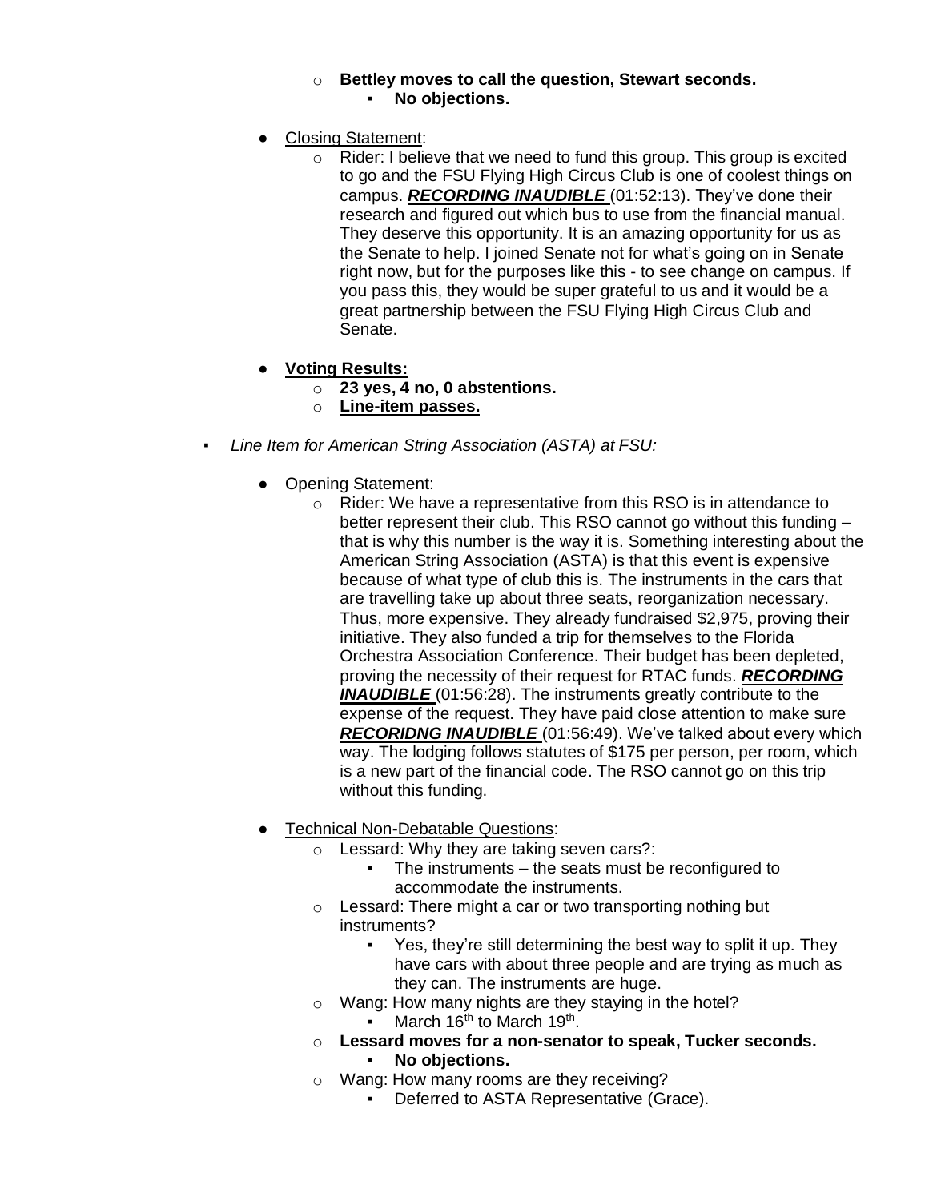- **Bettley moves to call the question, Stewart seconds.**
     - **No objections.**

- Closing Statement:
  - Rider: I believe that we need to fund this group. This group is excited to go and the FSU Flying High Circus Club is one of coolest things on campus. ***RECORDING INAUDIBLE*** (01:52:13). They've done their research and figured out which bus to use from the financial manual. They deserve this opportunity. It is an amazing opportunity for us as the Senate to help. I joined Senate not for what's going on in Senate right now, but for the purposes like this - to see change on campus. If you pass this, they would be super grateful to us and it would be a great partnership between the FSU Flying High Circus Club and Senate.

- **Voting Results:**
  - **23 yes, 4 no, 0 abstentions.**
  - **Line-item passes.**

- *Line Item for American String Association (ASTA) at FSU:*

  - Opening Statement:
    - Rider: We have a representative from this RSO is in attendance to better represent their club. This RSO cannot go without this funding – that is why this number is the way it is. Something interesting about the American String Association (ASTA) is that this event is expensive because of what type of club this is. The instruments in the cars that are travelling take up about three seats, reorganization necessary. Thus, more expensive. They already fundraised $2,975, proving their initiative. They also funded a trip for themselves to the Florida Orchestra Association Conference. Their budget has been depleted, proving the necessity of their request for RTAC funds. ***RECORDING INAUDIBLE*** (01:56:28). The instruments greatly contribute to the expense of the request. They have paid close attention to make sure ***RECORIDNG INAUDIBLE*** (01:56:49). We've talked about every which way. The lodging follows statutes of $175 per person, per room, which is a new part of the financial code. The RSO cannot go on this trip without this funding.

  - Technical Non-Debatable Questions:
    - Lessard: Why they are taking seven cars?:
      - The instruments – the seats must be reconfigured to accommodate the instruments.
    - Lessard: There might a car or two transporting nothing but instruments?
      - Yes, they're still determining the best way to split it up. They have cars with about three people and are trying as much as they can. The instruments are huge.
    - Wang: How many nights are they staying in the hotel?
      - March 16th to March 19th.
    - **Lessard moves for a non-senator to speak, Tucker seconds.**
      - **No objections.**
    - Wang: How many rooms are they receiving?
      - Deferred to ASTA Representative (Grace).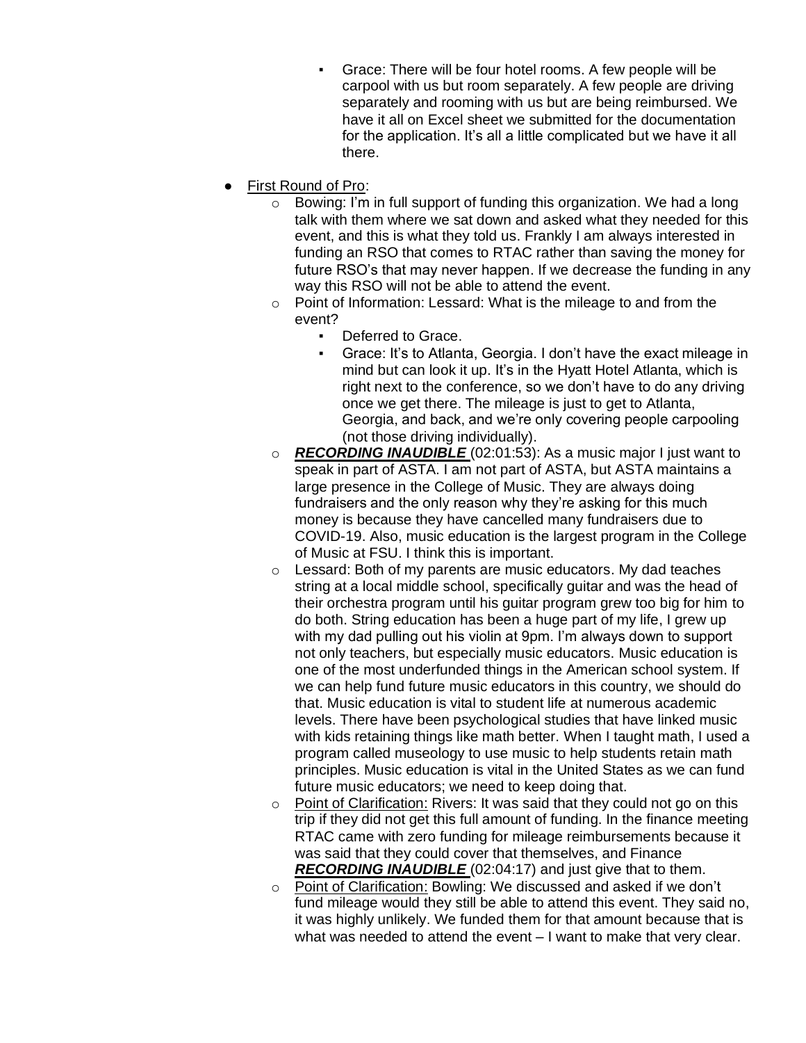- Grace: There will be four hotel rooms. A few people will be carpool with us but room separately. A few people are driving separately and rooming with us but are being reimbursed. We have it all on Excel sheet we submitted for the documentation for the application. It's all a little complicated but we have it all there.

- <u>First Round of Pro</u>:
    - Bowing: I'm in full support of funding this organization. We had a long talk with them where we sat down and asked what they needed for this event, and this is what they told us. Frankly I am always interested in funding an RSO that comes to RTAC rather than saving the money for future RSO's that may never happen. If we decrease the funding in any way this RSO will not be able to attend the event.
    - Point of Information: Lessard: What is the mileage to and from the event?
        - Deferred to Grace.
        - Grace: It's to Atlanta, Georgia. I don't have the exact mileage in mind but can look it up. It's in the Hyatt Hotel Atlanta, which is right next to the conference, so we don't have to do any driving once we get there. The mileage is just to get to Atlanta, Georgia, and back, and we're only covering people carpooling (not those driving individually).
    - ***<u>RECORDING INAUDIBLE</u>*** (02:01:53): As a music major I just want to speak in part of ASTA. I am not part of ASTA, but ASTA maintains a large presence in the College of Music. They are always doing fundraisers and the only reason why they're asking for this much money is because they have cancelled many fundraisers due to COVID-19. Also, music education is the largest program in the College of Music at FSU. I think this is important.
    - Lessard: Both of my parents are music educators. My dad teaches string at a local middle school, specifically guitar and was the head of their orchestra program until his guitar program grew too big for him to do both. String education has been a huge part of my life, I grew up with my dad pulling out his violin at 9pm. I'm always down to support not only teachers, but especially music educators. Music education is one of the most underfunded things in the American school system. If we can help fund future music educators in this country, we should do that. Music education is vital to student life at numerous academic levels. There have been psychological studies that have linked music with kids retaining things like math better. When I taught math, I used a program called museology to use music to help students retain math principles. Music education is vital in the United States as we can fund future music educators; we need to keep doing that.
    - <u>Point of Clarification:</u> Rivers: It was said that they could not go on this trip if they did not get this full amount of funding. In the finance meeting RTAC came with zero funding for mileage reimbursements because it was said that they could cover that themselves, and Finance ***<u>RECORDING INAUDIBLE</u>*** (02:04:17) and just give that to them.
    - <u>Point of Clarification:</u> Bowling: We discussed and asked if we don't fund mileage would they still be able to attend this event. They said no, it was highly unlikely. We funded them for that amount because that is what was needed to attend the event – I want to make that very clear.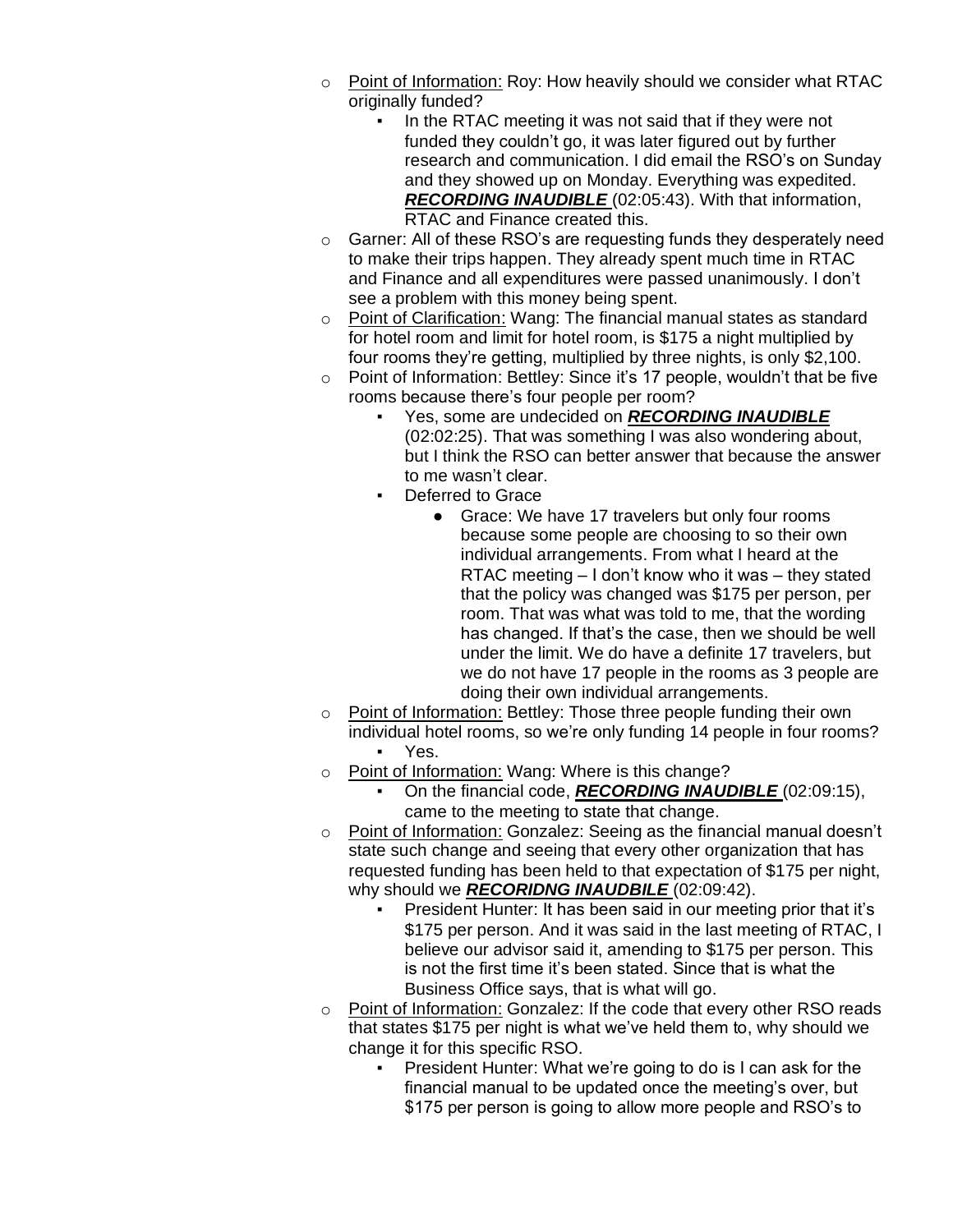- Point of Information: Roy: How heavily should we consider what RTAC originally funded?
  - In the RTAC meeting it was not said that if they were not funded they couldn't go, it was later figured out by further research and communication. I did email the RSO's on Sunday and they showed up on Monday. Everything was expedited. ***RECORDING INAUDIBLE*** (02:05:43). With that information, RTAC and Finance created this.
- Garner: All of these RSO's are requesting funds they desperately need to make their trips happen. They already spent much time in RTAC and Finance and all expenditures were passed unanimously. I don't see a problem with this money being spent.
- Point of Clarification: Wang: The financial manual states as standard for hotel room and limit for hotel room, is $175 a night multiplied by four rooms they're getting, multiplied by three nights, is only $2,100.
- Point of Information: Bettley: Since it's 17 people, wouldn't that be five rooms because there's four people per room?
  - Yes, some are undecided on ***RECORDING INAUDIBLE*** (02:02:25). That was something I was also wondering about, but I think the RSO can better answer that because the answer to me wasn't clear.
  - Deferred to Grace
    - Grace: We have 17 travelers but only four rooms because some people are choosing to so their own individual arrangements. From what I heard at the RTAC meeting – I don't know who it was – they stated that the policy was changed was $175 per person, per room. That was what was told to me, that the wording has changed. If that's the case, then we should be well under the limit. We do have a definite 17 travelers, but we do not have 17 people in the rooms as 3 people are doing their own individual arrangements.
- Point of Information: Bettley: Those three people funding their own individual hotel rooms, so we're only funding 14 people in four rooms?
  - Yes.
- Point of Information: Wang: Where is this change?
  - On the financial code, ***RECORDING INAUDIBLE*** (02:09:15), came to the meeting to state that change.
- Point of Information: Gonzalez: Seeing as the financial manual doesn't state such change and seeing that every other organization that has requested funding has been held to that expectation of $175 per night, why should we ***RECORIDNG INAUDBILE*** (02:09:42).
  - President Hunter: It has been said in our meeting prior that it's $175 per person. And it was said in the last meeting of RTAC, I believe our advisor said it, amending to $175 per person. This is not the first time it's been stated. Since that is what the Business Office says, that is what will go.
- Point of Information: Gonzalez: If the code that every other RSO reads that states $175 per night is what we've held them to, why should we change it for this specific RSO.
  - President Hunter: What we're going to do is I can ask for the financial manual to be updated once the meeting's over, but $175 per person is going to allow more people and RSO's to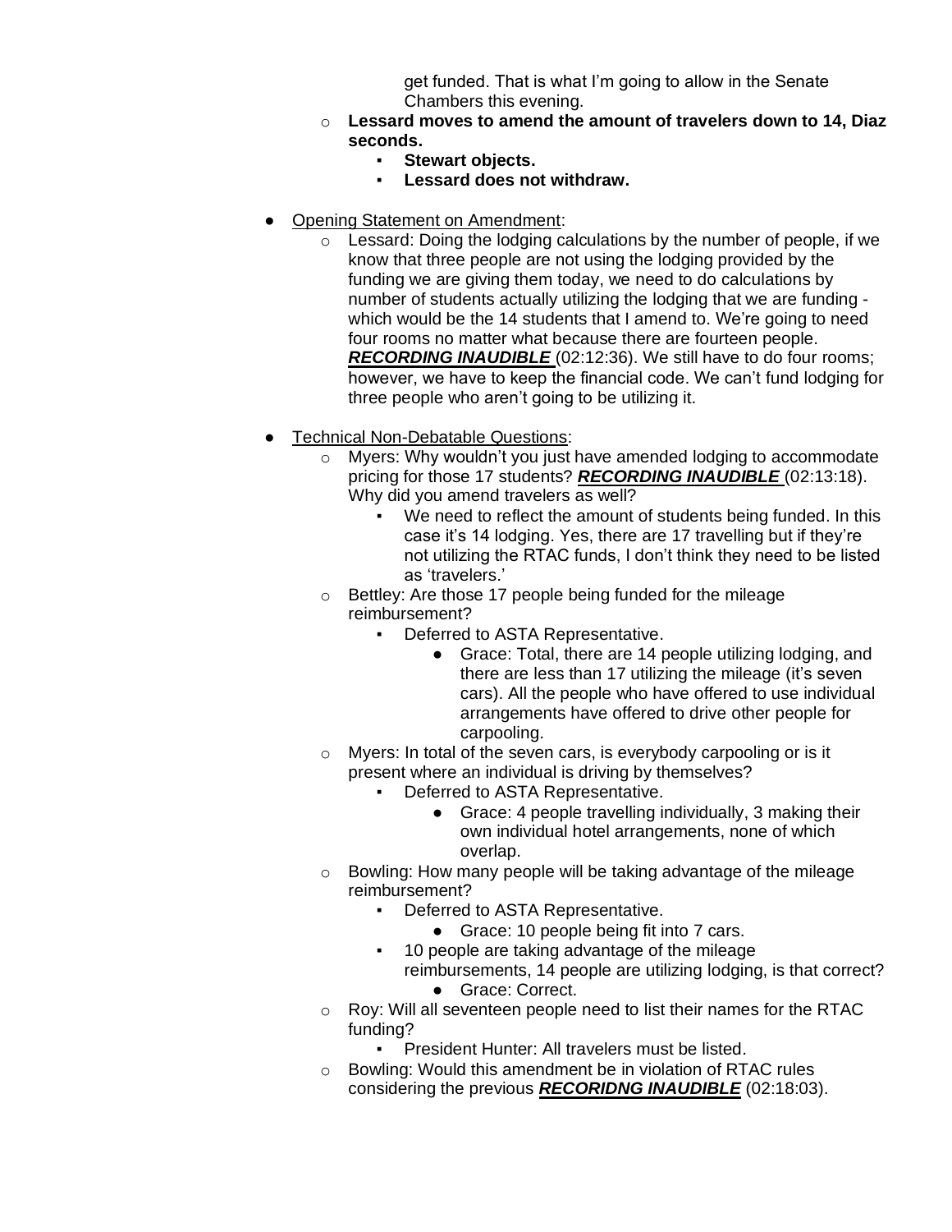get funded. That is what I'm going to allow in the Senate Chambers this evening.

- **Lessard moves to amend the amount of travelers down to 14, Diaz seconds.**
  - **Stewart objects.**
  - **Lessard does not withdraw.**

- <u>Opening Statement on Amendment</u>:
  - Lessard: Doing the lodging calculations by the number of people, if we know that three people are not using the lodging provided by the funding we are giving them today, we need to do calculations by number of students actually utilizing the lodging that we are funding - which would be the 14 students that I amend to. We're going to need four rooms no matter what because there are fourteen people. ***<u>RECORDING INAUDIBLE</u>*** (02:12:36). We still have to do four rooms; however, we have to keep the financial code. We can't fund lodging for three people who aren't going to be utilizing it.

- <u>Technical Non-Debatable Questions</u>:
  - Myers: Why wouldn't you just have amended lodging to accommodate pricing for those 17 students? ***<u>RECORDING INAUDIBLE</u>*** (02:13:18). Why did you amend travelers as well?
    - We need to reflect the amount of students being funded. In this case it's 14 lodging. Yes, there are 17 travelling but if they're not utilizing the RTAC funds, I don't think they need to be listed as 'travelers.'
  - Bettley: Are those 17 people being funded for the mileage reimbursement?
    - Deferred to ASTA Representative.
      - Grace: Total, there are 14 people utilizing lodging, and there are less than 17 utilizing the mileage (it's seven cars). All the people who have offered to use individual arrangements have offered to drive other people for carpooling.
  - Myers: In total of the seven cars, is everybody carpooling or is it present where an individual is driving by themselves?
    - Deferred to ASTA Representative.
      - Grace: 4 people travelling individually, 3 making their own individual hotel arrangements, none of which overlap.
  - Bowling: How many people will be taking advantage of the mileage reimbursement?
    - Deferred to ASTA Representative.
      - Grace: 10 people being fit into 7 cars.
    - 10 people are taking advantage of the mileage reimbursements, 14 people are utilizing lodging, is that correct?
      - Grace: Correct.
  - Roy: Will all seventeen people need to list their names for the RTAC funding?
    - President Hunter: All travelers must be listed.
  - Bowling: Would this amendment be in violation of RTAC rules considering the previous ***<u>RECORIDNG INAUDIBLE</u>*** (02:18:03).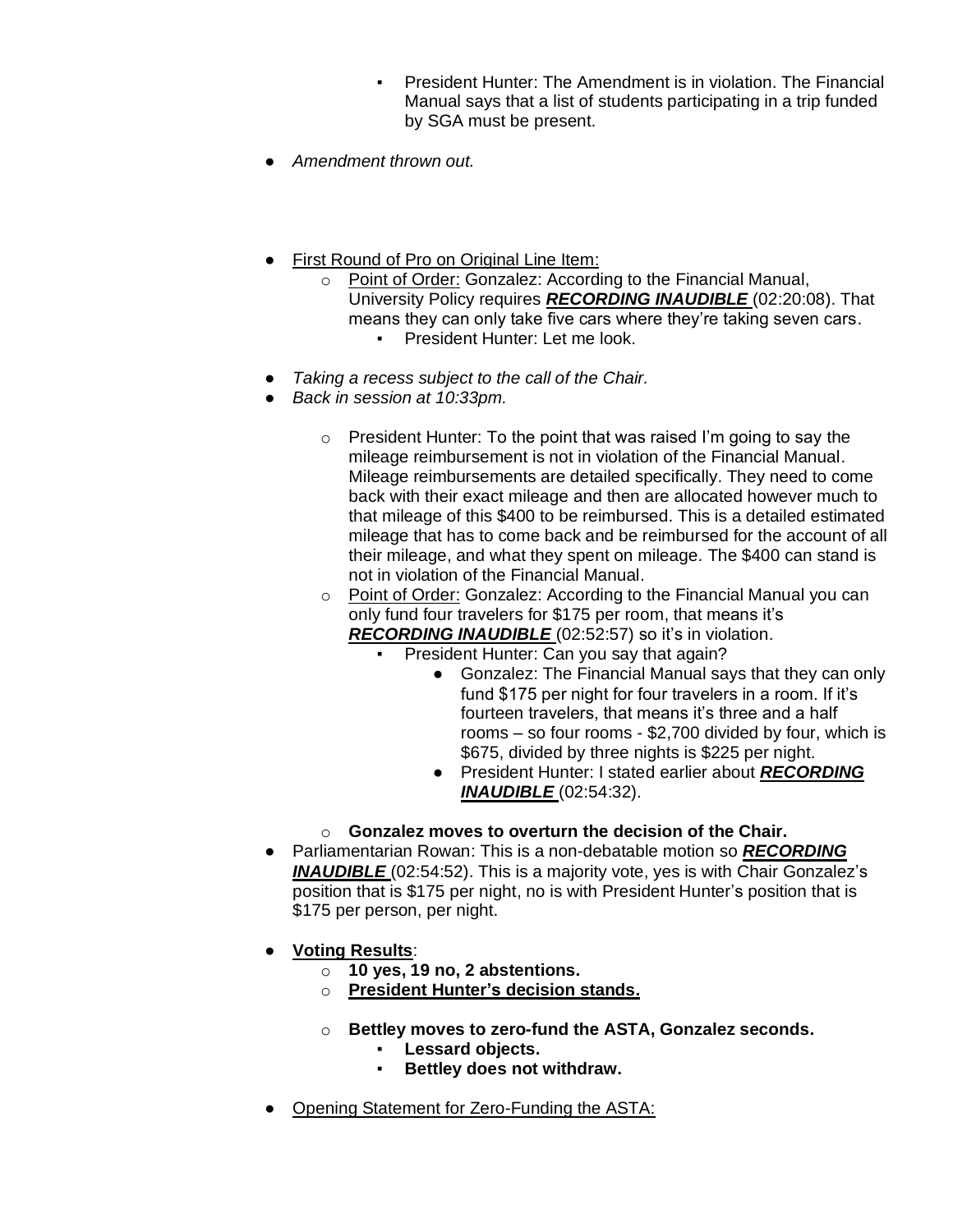- President Hunter: The Amendment is in violation. The Financial Manual says that a list of students participating in a trip funded by SGA must be present.

- *Amendment thrown out.*

- <u>First Round of Pro on Original Line Item:</u>
    - <u>Point of Order:</u> Gonzalez: According to the Financial Manual, University Policy requires ***<u>RECORDING INAUDIBLE</u>*** (02:20:08). That means they can only take five cars where they're taking seven cars.
        - President Hunter: Let me look.

- *Taking a recess subject to the call of the Chair.*
- *Back in session at 10:33pm.*

    - President Hunter: To the point that was raised I'm going to say the mileage reimbursement is not in violation of the Financial Manual. Mileage reimbursements are detailed specifically. They need to come back with their exact mileage and then are allocated however much to that mileage of this $400 to be reimbursed. This is a detailed estimated mileage that has to come back and be reimbursed for the account of all their mileage, and what they spent on mileage. The $400 can stand is not in violation of the Financial Manual.
    - <u>Point of Order:</u> Gonzalez: According to the Financial Manual you can only fund four travelers for $175 per room, that means it's ***<u>RECORDING INAUDIBLE</u>*** (02:52:57) so it's in violation.
        - President Hunter: Can you say that again?
            - Gonzalez: The Financial Manual says that they can only fund $175 per night for four travelers in a room. If it's fourteen travelers, that means it's three and a half rooms – so four rooms - $2,700 divided by four, which is $675, divided by three nights is $225 per night.
            - President Hunter: I stated earlier about ***<u>RECORDING INAUDIBLE</u>*** (02:54:32).

    - **Gonzalez moves to overturn the decision of the Chair.**
- Parliamentarian Rowan: This is a non-debatable motion so ***<u>RECORDING INAUDIBLE</u>*** (02:54:52). This is a majority vote, yes is with Chair Gonzalez's position that is $175 per night, no is with President Hunter's position that is $175 per person, per night.

- **<u>Voting Results</u>**:
    - **10 yes, 19 no, 2 abstentions.**
    - **<u>President Hunter's decision stands.</u>**

    - **Bettley moves to zero-fund the ASTA, Gonzalez seconds.**
        - **Lessard objects.**
        - **Bettley does not withdraw.**

- <u>Opening Statement for Zero-Funding the ASTA:</u>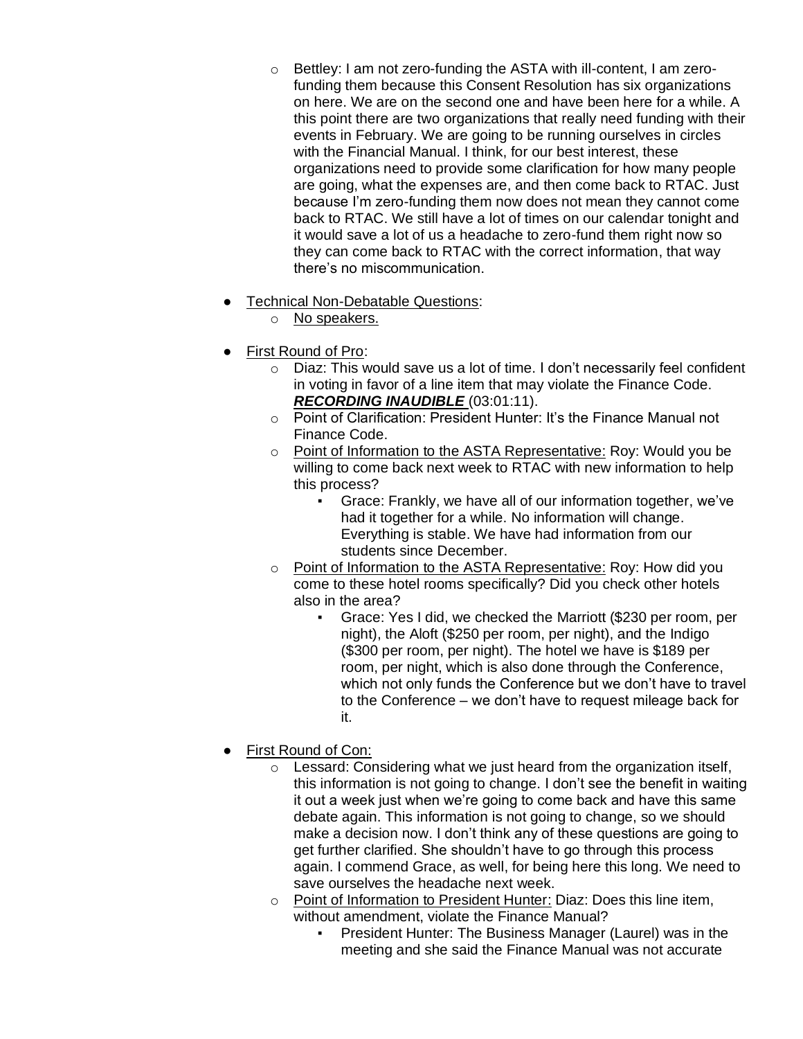- Bettley: I am not zero-funding the ASTA with ill-content, I am zero-funding them because this Consent Resolution has six organizations on here. We are on the second one and have been here for a while. A this point there are two organizations that really need funding with their events in February. We are going to be running ourselves in circles with the Financial Manual. I think, for our best interest, these organizations need to provide some clarification for how many people are going, what the expenses are, and then come back to RTAC. Just because I'm zero-funding them now does not mean they cannot come back to RTAC. We still have a lot of times on our calendar tonight and it would save a lot of us a headache to zero-fund them right now so they can come back to RTAC with the correct information, that way there's no miscommunication.

- Technical Non-Debatable Questions:
  - No speakers.

- First Round of Pro:
  - Diaz: This would save us a lot of time. I don't necessarily feel confident in voting in favor of a line item that may violate the Finance Code. ***RECORDING INAUDIBLE*** (03:01:11).
  - Point of Clarification: President Hunter: It's the Finance Manual not Finance Code.
  - Point of Information to the ASTA Representative: Roy: Would you be willing to come back next week to RTAC with new information to help this process?
    - Grace: Frankly, we have all of our information together, we've had it together for a while. No information will change. Everything is stable. We have had information from our students since December.
  - Point of Information to the ASTA Representative: Roy: How did you come to these hotel rooms specifically? Did you check other hotels also in the area?
    - Grace: Yes I did, we checked the Marriott ($230 per room, per night), the Aloft ($250 per room, per night), and the Indigo ($300 per room, per night). The hotel we have is $189 per room, per night, which is also done through the Conference, which not only funds the Conference but we don't have to travel to the Conference – we don't have to request mileage back for it.

- First Round of Con:
  - Lessard: Considering what we just heard from the organization itself, this information is not going to change. I don't see the benefit in waiting it out a week just when we're going to come back and have this same debate again. This information is not going to change, so we should make a decision now. I don't think any of these questions are going to get further clarified. She shouldn't have to go through this process again. I commend Grace, as well, for being here this long. We need to save ourselves the headache next week.
  - Point of Information to President Hunter: Diaz: Does this line item, without amendment, violate the Finance Manual?
    - President Hunter: The Business Manager (Laurel) was in the meeting and she said the Finance Manual was not accurate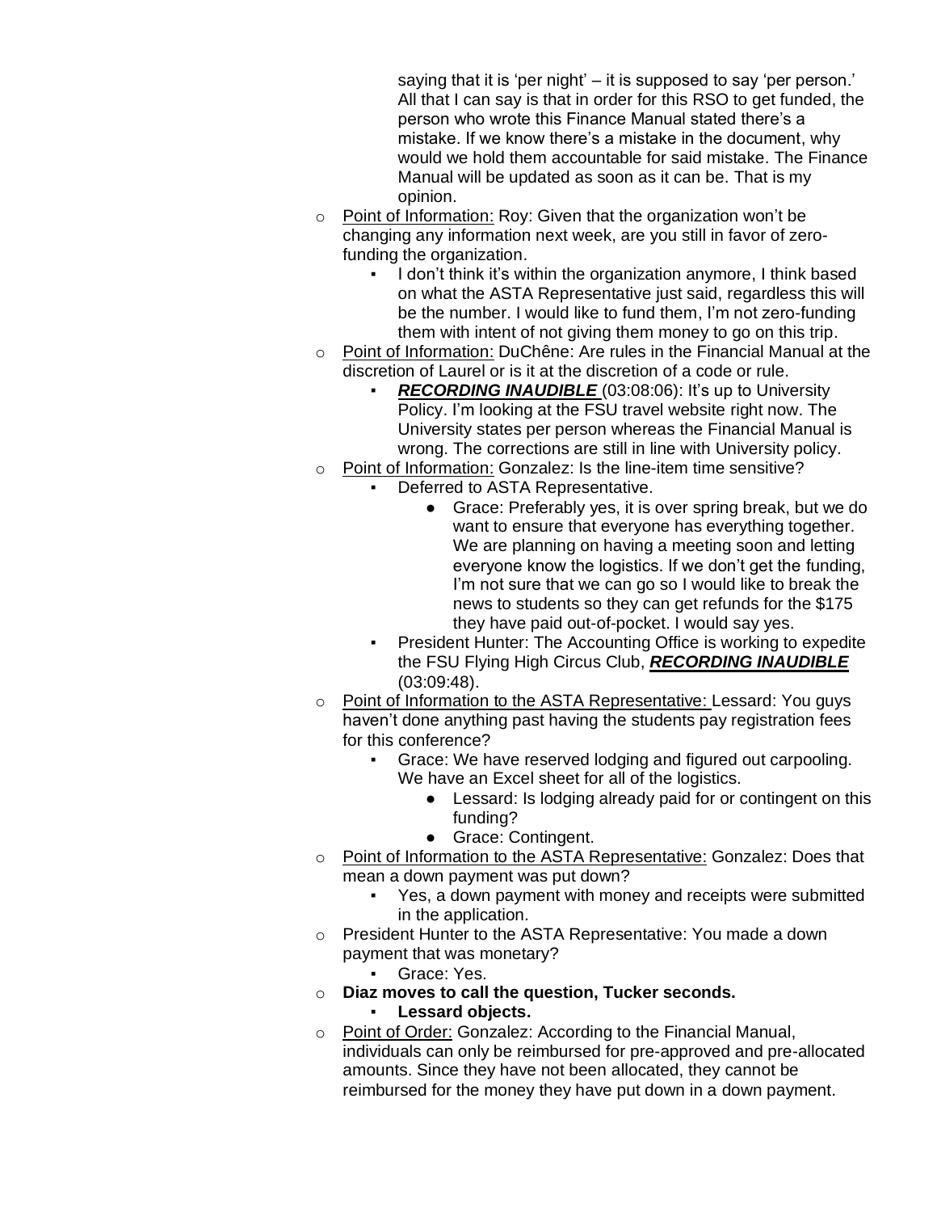saying that it is 'per night' – it is supposed to say 'per person.' All that I can say is that in order for this RSO to get funded, the person who wrote this Finance Manual stated there's a mistake. If we know there's a mistake in the document, why would we hold them accountable for said mistake. The Finance Manual will be updated as soon as it can be. That is my opinion.

- Point of Information: Roy: Given that the organization won't be changing any information next week, are you still in favor of zero-funding the organization.
  - I don't think it's within the organization anymore, I think based on what the ASTA Representative just said, regardless this will be the number. I would like to fund them, I'm not zero-funding them with intent of not giving them money to go on this trip.
- Point of Information: DuChêne: Are rules in the Financial Manual at the discretion of Laurel or is it at the discretion of a code or rule.
  - ***RECORDING INAUDIBLE*** (03:08:06): It's up to University Policy. I'm looking at the FSU travel website right now. The University states per person whereas the Financial Manual is wrong. The corrections are still in line with University policy.
- Point of Information: Gonzalez: Is the line-item time sensitive?
  - Deferred to ASTA Representative.
    - Grace: Preferably yes, it is over spring break, but we do want to ensure that everyone has everything together. We are planning on having a meeting soon and letting everyone know the logistics. If we don't get the funding, I'm not sure that we can go so I would like to break the news to students so they can get refunds for the $175 they have paid out-of-pocket. I would say yes.
  - President Hunter: The Accounting Office is working to expedite the FSU Flying High Circus Club, ***RECORDING INAUDIBLE*** (03:09:48).
- Point of Information to the ASTA Representative: Lessard: You guys haven't done anything past having the students pay registration fees for this conference?
  - Grace: We have reserved lodging and figured out carpooling. We have an Excel sheet for all of the logistics.
    - Lessard: Is lodging already paid for or contingent on this funding?
    - Grace: Contingent.
- Point of Information to the ASTA Representative: Gonzalez: Does that mean a down payment was put down?
  - Yes, a down payment with money and receipts were submitted in the application.
- President Hunter to the ASTA Representative: You made a down payment that was monetary?
  - Grace: Yes.
- **Diaz moves to call the question, Tucker seconds.**
  - **Lessard objects.**
- Point of Order: Gonzalez: According to the Financial Manual, individuals can only be reimbursed for pre-approved and pre-allocated amounts. Since they have not been allocated, they cannot be reimbursed for the money they have put down in a down payment.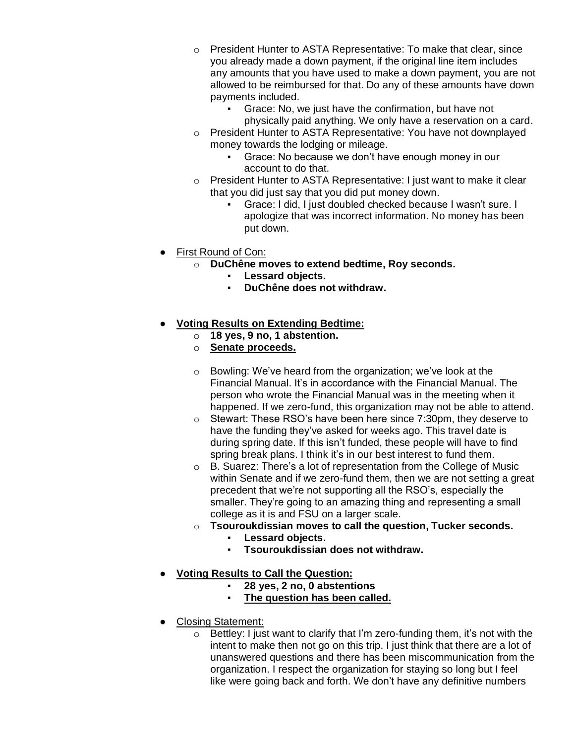- President Hunter to ASTA Representative: To make that clear, since you already made a down payment, if the original line item includes any amounts that you have used to make a down payment, you are not allowed to be reimbursed for that. Do any of these amounts have down payments included.
    - Grace: No, we just have the confirmation, but have not physically paid anything. We only have a reservation on a card.
- President Hunter to ASTA Representative: You have not downplayed money towards the lodging or mileage.
    - Grace: No because we don't have enough money in our account to do that.
- President Hunter to ASTA Representative: I just want to make it clear that you did just say that you did put money down.
    - Grace: I did, I just doubled checked because I wasn't sure. I apologize that was incorrect information. No money has been put down.

- <u>First Round of Con:</u>
    - **DuChêne moves to extend bedtime, Roy seconds.**
        - **Lessard objects.**
        - **DuChêne does not withdraw.**

- **<u>Voting Results on Extending Bedtime:</u>**
    - **18 yes, 9 no, 1 abstention.**
    - **<u>Senate proceeds.</u>**

    - Bowling: We've heard from the organization; we've look at the Financial Manual. It's in accordance with the Financial Manual. The person who wrote the Financial Manual was in the meeting when it happened. If we zero-fund, this organization may not be able to attend.
    - Stewart: These RSO's have been here since 7:30pm, they deserve to have the funding they've asked for weeks ago. This travel date is during spring date. If this isn't funded, these people will have to find spring break plans. I think it's in our best interest to fund them.
    - B. Suarez: There's a lot of representation from the College of Music within Senate and if we zero-fund them, then we are not setting a great precedent that we're not supporting all the RSO's, especially the smaller. They're going to an amazing thing and representing a small college as it is and FSU on a larger scale.
    - **Tsouroukdissian moves to call the question, Tucker seconds.**
        - **Lessard objects.**
        - **Tsouroukdissian does not withdraw.**

- **<u>Voting Results to Call the Question:</u>**
    - **28 yes, 2 no, 0 abstentions**
    - **<u>The question has been called.</u>**

- <u>Closing Statement:</u>
    - Bettley: I just want to clarify that I'm zero-funding them, it's not with the intent to make then not go on this trip. I just think that there are a lot of unanswered questions and there has been miscommunication from the organization. I respect the organization for staying so long but I feel like were going back and forth. We don't have any definitive numbers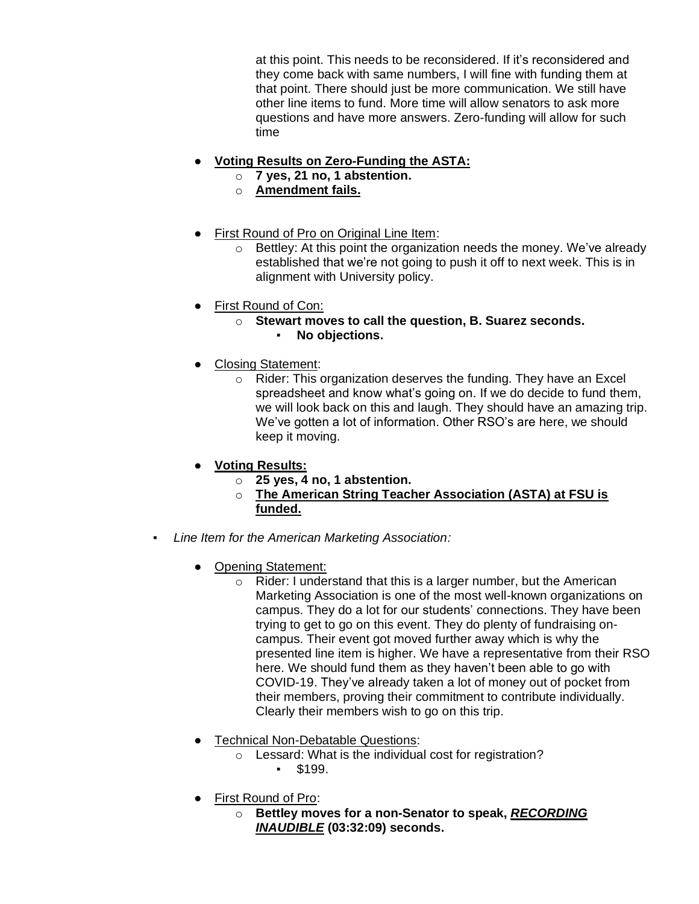at this point. This needs to be reconsidered. If it's reconsidered and they come back with same numbers, I will fine with funding them at that point. There should just be more communication. We still have other line items to fund. More time will allow senators to ask more questions and have more answers. Zero-funding will allow for such time

- **Voting Results on Zero-Funding the ASTA:**
  - **7 yes, 21 no, 1 abstention.**
  - **Amendment fails.**

- First Round of Pro on Original Line Item:
  - Bettley: At this point the organization needs the money. We've already established that we're not going to push it off to next week. This is in alignment with University policy.

- First Round of Con:
  - **Stewart moves to call the question, B. Suarez seconds.**
    - **No objections.**

- Closing Statement:
  - Rider: This organization deserves the funding. They have an Excel spreadsheet and know what's going on. If we do decide to fund them, we will look back on this and laugh. They should have an amazing trip. We've gotten a lot of information. Other RSO's are here, we should keep it moving.

- **Voting Results:**
  - **25 yes, 4 no, 1 abstention.**
  - **The American String Teacher Association (ASTA) at FSU is funded.**

- *Line Item for the American Marketing Association:*

  - Opening Statement:
    - Rider: I understand that this is a larger number, but the American Marketing Association is one of the most well-known organizations on campus. They do a lot for our students' connections. They have been trying to get to go on this event. They do plenty of fundraising on-campus. Their event got moved further away which is why the presented line item is higher. We have a representative from their RSO here. We should fund them as they haven't been able to go with COVID-19. They've already taken a lot of money out of pocket from their members, proving their commitment to contribute individually. Clearly their members wish to go on this trip.

  - Technical Non-Debatable Questions:
    - Lessard: What is the individual cost for registration?
      - $199.

  - First Round of Pro:
    - **Bettley moves for a non-Senator to speak, *RECORDING INAUDIBLE* (03:32:09) seconds.**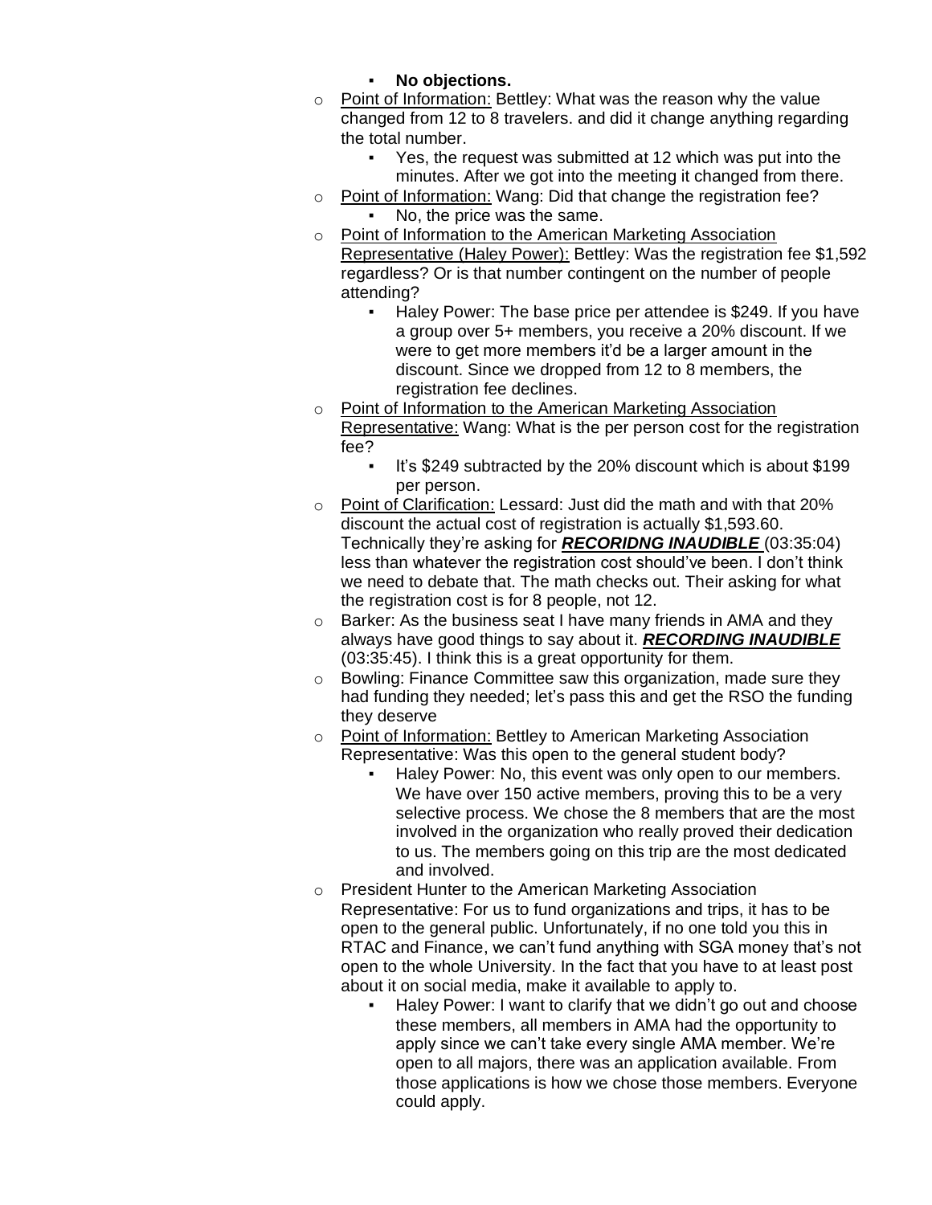- **No objections.**
- Point of Information: Bettley: What was the reason why the value changed from 12 to 8 travelers. and did it change anything regarding the total number.
    - Yes, the request was submitted at 12 which was put into the minutes. After we got into the meeting it changed from there.
- Point of Information: Wang: Did that change the registration fee?
    - No, the price was the same.
- Point of Information to the American Marketing Association Representative (Haley Power): Bettley: Was the registration fee $1,592 regardless? Or is that number contingent on the number of people attending?
    - Haley Power: The base price per attendee is $249. If you have a group over 5+ members, you receive a 20% discount. If we were to get more members it'd be a larger amount in the discount. Since we dropped from 12 to 8 members, the registration fee declines.
- Point of Information to the American Marketing Association Representative: Wang: What is the per person cost for the registration fee?
    - It's $249 subtracted by the 20% discount which is about $199 per person.
- Point of Clarification: Lessard: Just did the math and with that 20% discount the actual cost of registration is actually $1,593.60. Technically they're asking for ***RECORIDNG INAUDIBLE*** (03:35:04) less than whatever the registration cost should've been. I don't think we need to debate that. The math checks out. Their asking for what the registration cost is for 8 people, not 12.
- Barker: As the business seat I have many friends in AMA and they always have good things to say about it. ***RECORDING INAUDIBLE*** (03:35:45). I think this is a great opportunity for them.
- Bowling: Finance Committee saw this organization, made sure they had funding they needed; let's pass this and get the RSO the funding they deserve
- Point of Information: Bettley to American Marketing Association Representative: Was this open to the general student body?
    - Haley Power: No, this event was only open to our members. We have over 150 active members, proving this to be a very selective process. We chose the 8 members that are the most involved in the organization who really proved their dedication to us. The members going on this trip are the most dedicated and involved.
- President Hunter to the American Marketing Association Representative: For us to fund organizations and trips, it has to be open to the general public. Unfortunately, if no one told you this in RTAC and Finance, we can't fund anything with SGA money that's not open to the whole University. In the fact that you have to at least post about it on social media, make it available to apply to.
    - Haley Power: I want to clarify that we didn't go out and choose these members, all members in AMA had the opportunity to apply since we can't take every single AMA member. We're open to all majors, there was an application available. From those applications is how we chose those members. Everyone could apply.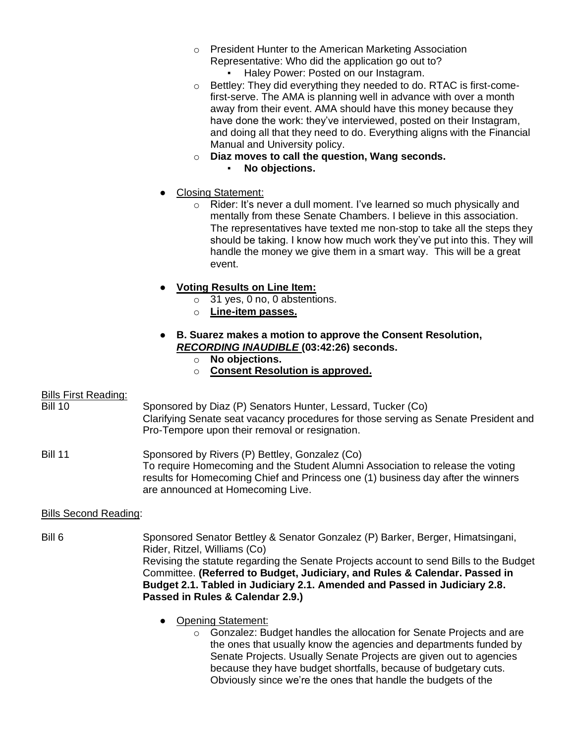- President Hunter to the American Marketing Association Representative: Who did the application go out to?
    - Haley Power: Posted on our Instagram.
- Bettley: They did everything they needed to do. RTAC is first-come-first-serve. The AMA is planning well in advance with over a month away from their event. AMA should have this money because they have done the work: they've interviewed, posted on their Instagram, and doing all that they need to do. Everything aligns with the Financial Manual and University policy.
- **Diaz moves to call the question, Wang seconds.**
    - **No objections.**

- Closing Statement:
    - Rider: It's never a dull moment. I've learned so much physically and mentally from these Senate Chambers. I believe in this association. The representatives have texted me non-stop to take all the steps they should be taking. I know how much work they've put into this. They will handle the money we give them in a smart way. This will be a great event.

- **Voting Results on Line Item:**
    - 31 yes, 0 no, 0 abstentions.
    - **Line-item passes.**

- **B. Suarez makes a motion to approve the Consent Resolution, *RECORDING INAUDIBLE* (03:42:26) seconds.**
    - **No objections.**
    - **Consent Resolution is approved.**

Bills First Reading:

Bill 10 — Sponsored by Diaz (P) Senators Hunter, Lessard, Tucker (Co)
Clarifying Senate seat vacancy procedures for those serving as Senate President and Pro-Tempore upon their removal or resignation.

Bill 11 — Sponsored by Rivers (P) Bettley, Gonzalez (Co)
To require Homecoming and the Student Alumni Association to release the voting results for Homecoming Chief and Princess one (1) business day after the winners are announced at Homecoming Live.

Bills Second Reading:

Bill 6 — Sponsored Senator Bettley & Senator Gonzalez (P) Barker, Berger, Himatsingani, Rider, Ritzel, Williams (Co)
Revising the statute regarding the Senate Projects account to send Bills to the Budget Committee. **(Referred to Budget, Judiciary, and Rules & Calendar. Passed in Budget 2.1. Tabled in Judiciary 2.1. Amended and Passed in Judiciary 2.8. Passed in Rules & Calendar 2.9.)**

- Opening Statement:
    - Gonzalez: Budget handles the allocation for Senate Projects and are the ones that usually know the agencies and departments funded by Senate Projects. Usually Senate Projects are given out to agencies because they have budget shortfalls, because of budgetary cuts. Obviously since we're the ones that handle the budgets of the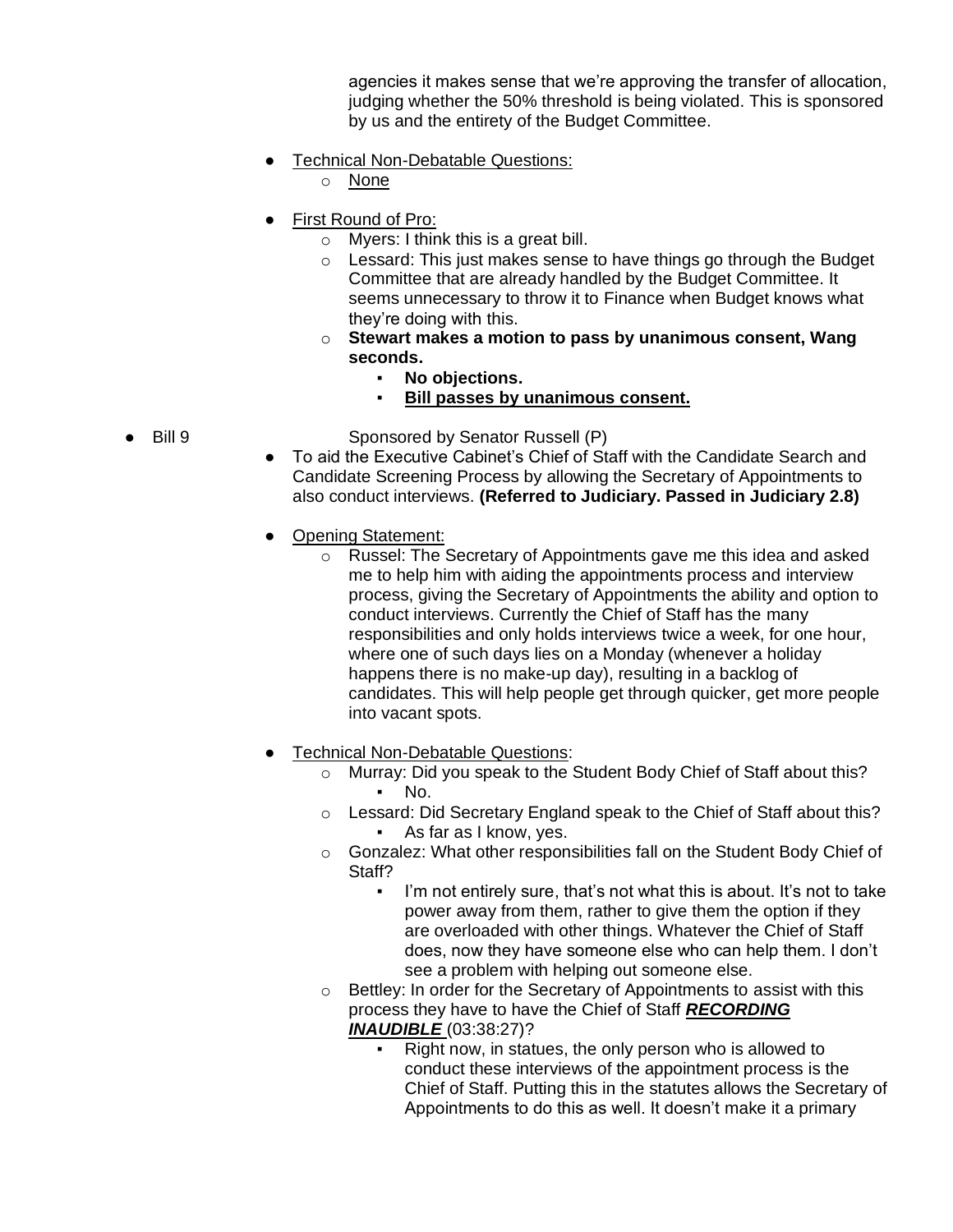agencies it makes sense that we're approving the transfer of allocation, judging whether the 50% threshold is being violated. This is sponsored by us and the entirety of the Budget Committee.

- Technical Non-Debatable Questions:
  - None

- First Round of Pro:
  - Myers: I think this is a great bill.
  - Lessard: This just makes sense to have things go through the Budget Committee that are already handled by the Budget Committee. It seems unnecessary to throw it to Finance when Budget knows what they're doing with this.
  - **Stewart makes a motion to pass by unanimous consent, Wang seconds.**
    - **No objections.**
    - **Bill passes by unanimous consent.**

- Bill 9 Sponsored by Senator Russell (P)
  - To aid the Executive Cabinet's Chief of Staff with the Candidate Search and Candidate Screening Process by allowing the Secretary of Appointments to also conduct interviews. **(Referred to Judiciary. Passed in Judiciary 2.8)**

  - Opening Statement:
    - Russel: The Secretary of Appointments gave me this idea and asked me to help him with aiding the appointments process and interview process, giving the Secretary of Appointments the ability and option to conduct interviews. Currently the Chief of Staff has the many responsibilities and only holds interviews twice a week, for one hour, where one of such days lies on a Monday (whenever a holiday happens there is no make-up day), resulting in a backlog of candidates. This will help people get through quicker, get more people into vacant spots.

  - Technical Non-Debatable Questions:
    - Murray: Did you speak to the Student Body Chief of Staff about this?
      - No.
    - Lessard: Did Secretary England speak to the Chief of Staff about this?
      - As far as I know, yes.
    - Gonzalez: What other responsibilities fall on the Student Body Chief of Staff?
      - I'm not entirely sure, that's not what this is about. It's not to take power away from them, rather to give them the option if they are overloaded with other things. Whatever the Chief of Staff does, now they have someone else who can help them. I don't see a problem with helping out someone else.
    - Bettley: In order for the Secretary of Appointments to assist with this process they have to have the Chief of Staff ***RECORDING INAUDIBLE*** (03:38:27)?
      - Right now, in statues, the only person who is allowed to conduct these interviews of the appointment process is the Chief of Staff. Putting this in the statutes allows the Secretary of Appointments to do this as well. It doesn't make it a primary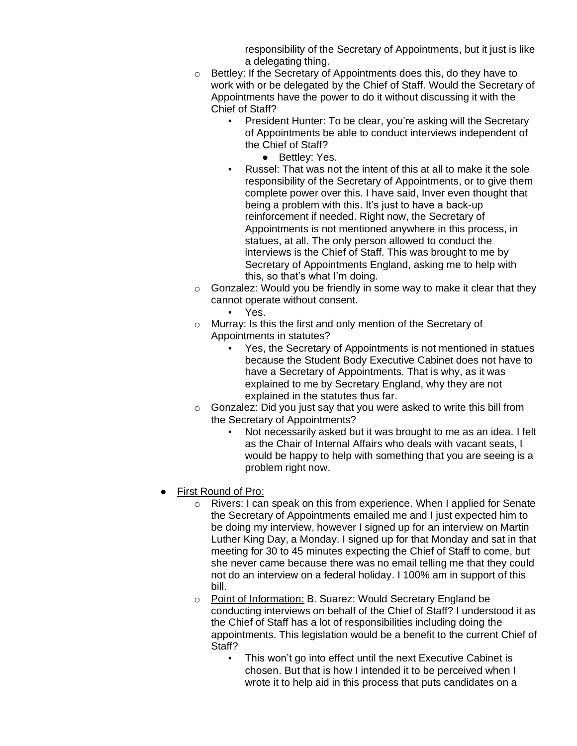responsibility of the Secretary of Appointments, but it just is like a delegating thing.

- Bettley: If the Secretary of Appointments does this, do they have to work with or be delegated by the Chief of Staff. Would the Secretary of Appointments have the power to do it without discussing it with the Chief of Staff?
  - President Hunter: To be clear, you're asking will the Secretary of Appointments be able to conduct interviews independent of the Chief of Staff?
    - Bettley: Yes.
  - Russel: That was not the intent of this at all to make it the sole responsibility of the Secretary of Appointments, or to give them complete power over this. I have said, Inver even thought that being a problem with this. It's just to have a back-up reinforcement if needed. Right now, the Secretary of Appointments is not mentioned anywhere in this process, in statues, at all. The only person allowed to conduct the interviews is the Chief of Staff. This was brought to me by Secretary of Appointments England, asking me to help with this, so that's what I'm doing.
- Gonzalez: Would you be friendly in some way to make it clear that they cannot operate without consent.
  - Yes.
- Murray: Is this the first and only mention of the Secretary of Appointments in statutes?
  - Yes, the Secretary of Appointments is not mentioned in statues because the Student Body Executive Cabinet does not have to have a Secretary of Appointments. That is why, as it was explained to me by Secretary England, why they are not explained in the statutes thus far.
- Gonzalez: Did you just say that you were asked to write this bill from the Secretary of Appointments?
  - Not necessarily asked but it was brought to me as an idea. I felt as the Chair of Internal Affairs who deals with vacant seats, I would be happy to help with something that you are seeing is a problem right now.

- <u>First Round of Pro:</u>
  - Rivers: I can speak on this from experience. When I applied for Senate the Secretary of Appointments emailed me and I just expected him to be doing my interview, however I signed up for an interview on Martin Luther King Day, a Monday. I signed up for that Monday and sat in that meeting for 30 to 45 minutes expecting the Chief of Staff to come, but she never came because there was no email telling me that they could not do an interview on a federal holiday. I 100% am in support of this bill.
  - <u>Point of Information:</u> B. Suarez: Would Secretary England be conducting interviews on behalf of the Chief of Staff? I understood it as the Chief of Staff has a lot of responsibilities including doing the appointments. This legislation would be a benefit to the current Chief of Staff?
    - This won't go into effect until the next Executive Cabinet is chosen. But that is how I intended it to be perceived when I wrote it to help aid in this process that puts candidates on a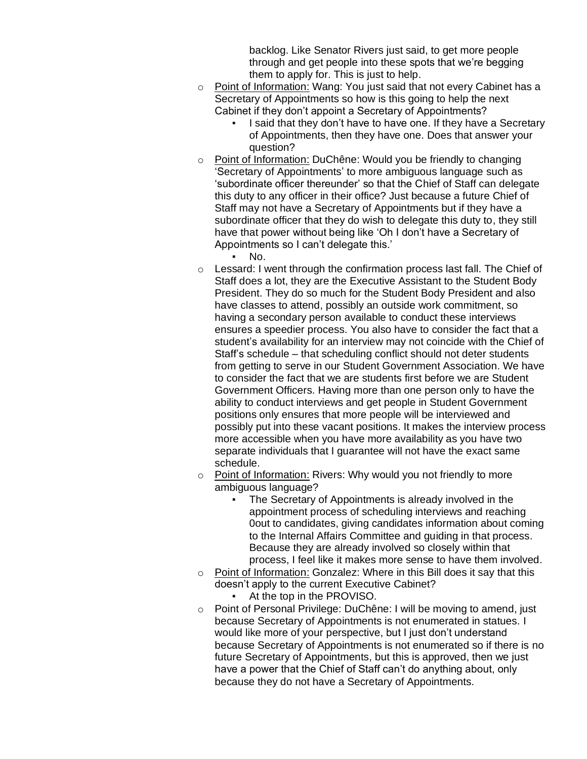backlog. Like Senator Rivers just said, to get more people through and get people into these spots that we're begging them to apply for. This is just to help.

- Point of Information: Wang: You just said that not every Cabinet has a Secretary of Appointments so how is this going to help the next Cabinet if they don't appoint a Secretary of Appointments?
  - I said that they don't have to have one. If they have a Secretary of Appointments, then they have one. Does that answer your question?
- Point of Information: DuChêne: Would you be friendly to changing 'Secretary of Appointments' to more ambiguous language such as 'subordinate officer thereunder' so that the Chief of Staff can delegate this duty to any officer in their office? Just because a future Chief of Staff may not have a Secretary of Appointments but if they have a subordinate officer that they do wish to delegate this duty to, they still have that power without being like 'Oh I don't have a Secretary of Appointments so I can't delegate this.'
  - No.
- Lessard: I went through the confirmation process last fall. The Chief of Staff does a lot, they are the Executive Assistant to the Student Body President. They do so much for the Student Body President and also have classes to attend, possibly an outside work commitment, so having a secondary person available to conduct these interviews ensures a speedier process. You also have to consider the fact that a student's availability for an interview may not coincide with the Chief of Staff's schedule – that scheduling conflict should not deter students from getting to serve in our Student Government Association. We have to consider the fact that we are students first before we are Student Government Officers. Having more than one person only to have the ability to conduct interviews and get people in Student Government positions only ensures that more people will be interviewed and possibly put into these vacant positions. It makes the interview process more accessible when you have more availability as you have two separate individuals that I guarantee will not have the exact same schedule.
- Point of Information: Rivers: Why would you not friendly to more ambiguous language?
  - The Secretary of Appointments is already involved in the appointment process of scheduling interviews and reaching 0out to candidates, giving candidates information about coming to the Internal Affairs Committee and guiding in that process. Because they are already involved so closely within that process, I feel like it makes more sense to have them involved.
- Point of Information: Gonzalez: Where in this Bill does it say that this doesn't apply to the current Executive Cabinet?
  - At the top in the PROVISO.
- Point of Personal Privilege: DuChêne: I will be moving to amend, just because Secretary of Appointments is not enumerated in statues. I would like more of your perspective, but I just don't understand because Secretary of Appointments is not enumerated so if there is no future Secretary of Appointments, but this is approved, then we just have a power that the Chief of Staff can't do anything about, only because they do not have a Secretary of Appointments.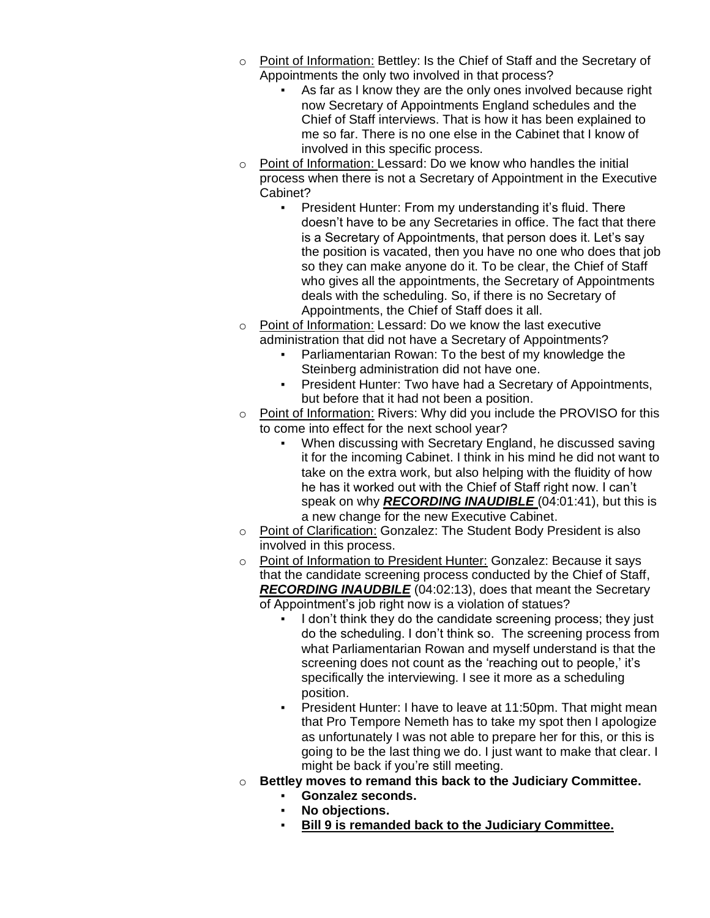- Point of Information: Bettley: Is the Chief of Staff and the Secretary of Appointments the only two involved in that process?
  - As far as I know they are the only ones involved because right now Secretary of Appointments England schedules and the Chief of Staff interviews. That is how it has been explained to me so far. There is no one else in the Cabinet that I know of involved in this specific process.
- Point of Information: Lessard: Do we know who handles the initial process when there is not a Secretary of Appointment in the Executive Cabinet?
  - President Hunter: From my understanding it's fluid. There doesn't have to be any Secretaries in office. The fact that there is a Secretary of Appointments, that person does it. Let's say the position is vacated, then you have no one who does that job so they can make anyone do it. To be clear, the Chief of Staff who gives all the appointments, the Secretary of Appointments deals with the scheduling. So, if there is no Secretary of Appointments, the Chief of Staff does it all.
- Point of Information: Lessard: Do we know the last executive administration that did not have a Secretary of Appointments?
  - Parliamentarian Rowan: To the best of my knowledge the Steinberg administration did not have one.
  - President Hunter: Two have had a Secretary of Appointments, but before that it had not been a position.
- Point of Information: Rivers: Why did you include the PROVISO for this to come into effect for the next school year?
  - When discussing with Secretary England, he discussed saving it for the incoming Cabinet. I think in his mind he did not want to take on the extra work, but also helping with the fluidity of how he has it worked out with the Chief of Staff right now. I can't speak on why ***RECORDING INAUDIBLE*** (04:01:41), but this is a new change for the new Executive Cabinet.
- Point of Clarification: Gonzalez: The Student Body President is also involved in this process.
- Point of Information to President Hunter: Gonzalez: Because it says that the candidate screening process conducted by the Chief of Staff, ***RECORDING INAUDBILE*** (04:02:13), does that meant the Secretary of Appointment's job right now is a violation of statues?
  - I don't think they do the candidate screening process; they just do the scheduling. I don't think so. The screening process from what Parliamentarian Rowan and myself understand is that the screening does not count as the 'reaching out to people,' it's specifically the interviewing. I see it more as a scheduling position.
  - President Hunter: I have to leave at 11:50pm. That might mean that Pro Tempore Nemeth has to take my spot then I apologize as unfortunately I was not able to prepare her for this, or this is going to be the last thing we do. I just want to make that clear. I might be back if you're still meeting.
- **Bettley moves to remand this back to the Judiciary Committee.**
  - **Gonzalez seconds.**
  - **No objections.**
  - **Bill 9 is remanded back to the Judiciary Committee.**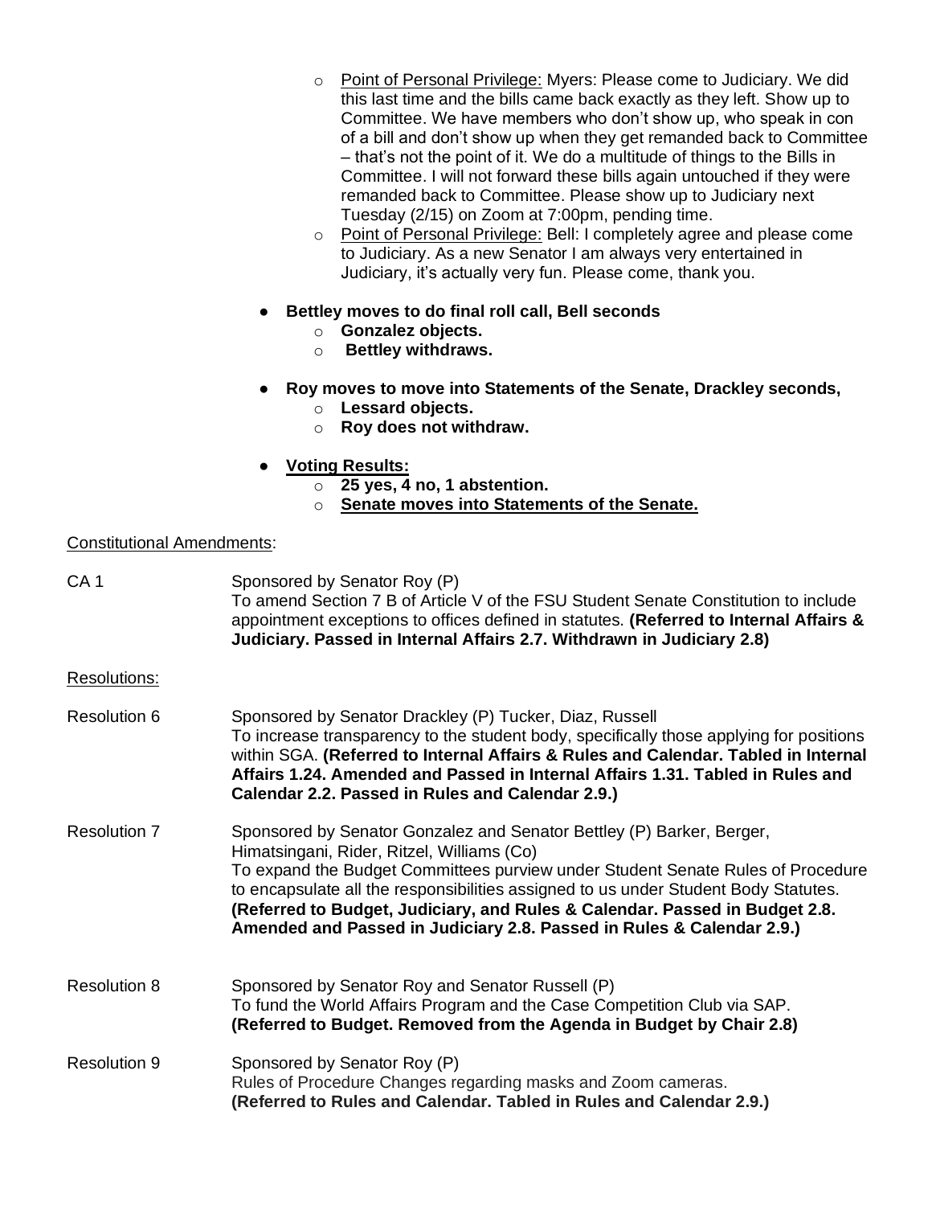- Point of Personal Privilege: Myers: Please come to Judiciary. We did this last time and the bills came back exactly as they left. Show up to Committee. We have members who don't show up, who speak in con of a bill and don't show up when they get remanded back to Committee – that's not the point of it. We do a multitude of things to the Bills in Committee. I will not forward these bills again untouched if they were remanded back to Committee. Please show up to Judiciary next Tuesday (2/15) on Zoom at 7:00pm, pending time.
- Point of Personal Privilege: Bell: I completely agree and please come to Judiciary. As a new Senator I am always very entertained in Judiciary, it's actually very fun. Please come, thank you.

- **Bettley moves to do final roll call, Bell seconds**
  - **Gonzalez objects.**
  - **Bettley withdraws.**

- **Roy moves to move into Statements of the Senate, Drackley seconds,**
  - **Lessard objects.**
  - **Roy does not withdraw.**

- **Voting Results:**
  - **25 yes, 4 no, 1 abstention.**
  - **Senate moves into Statements of the Senate.**

Constitutional Amendments:

CA 1 — Sponsored by Senator Roy (P)
To amend Section 7 B of Article V of the FSU Student Senate Constitution to include appointment exceptions to offices defined in statutes. **(Referred to Internal Affairs & Judiciary. Passed in Internal Affairs 2.7. Withdrawn in Judiciary 2.8)**

Resolutions:

Resolution 6 — Sponsored by Senator Drackley (P) Tucker, Diaz, Russell
To increase transparency to the student body, specifically those applying for positions within SGA. **(Referred to Internal Affairs & Rules and Calendar. Tabled in Internal Affairs 1.24. Amended and Passed in Internal Affairs 1.31. Tabled in Rules and Calendar 2.2. Passed in Rules and Calendar 2.9.)**

Resolution 7 — Sponsored by Senator Gonzalez and Senator Bettley (P) Barker, Berger, Himatsingani, Rider, Ritzel, Williams (Co)
To expand the Budget Committees purview under Student Senate Rules of Procedure to encapsulate all the responsibilities assigned to us under Student Body Statutes. **(Referred to Budget, Judiciary, and Rules & Calendar. Passed in Budget 2.8. Amended and Passed in Judiciary 2.8. Passed in Rules & Calendar 2.9.)**

Resolution 8 — Sponsored by Senator Roy and Senator Russell (P)
To fund the World Affairs Program and the Case Competition Club via SAP. **(Referred to Budget. Removed from the Agenda in Budget by Chair 2.8)**

Resolution 9 — Sponsored by Senator Roy (P)
Rules of Procedure Changes regarding masks and Zoom cameras. **(Referred to Rules and Calendar. Tabled in Rules and Calendar 2.9.)**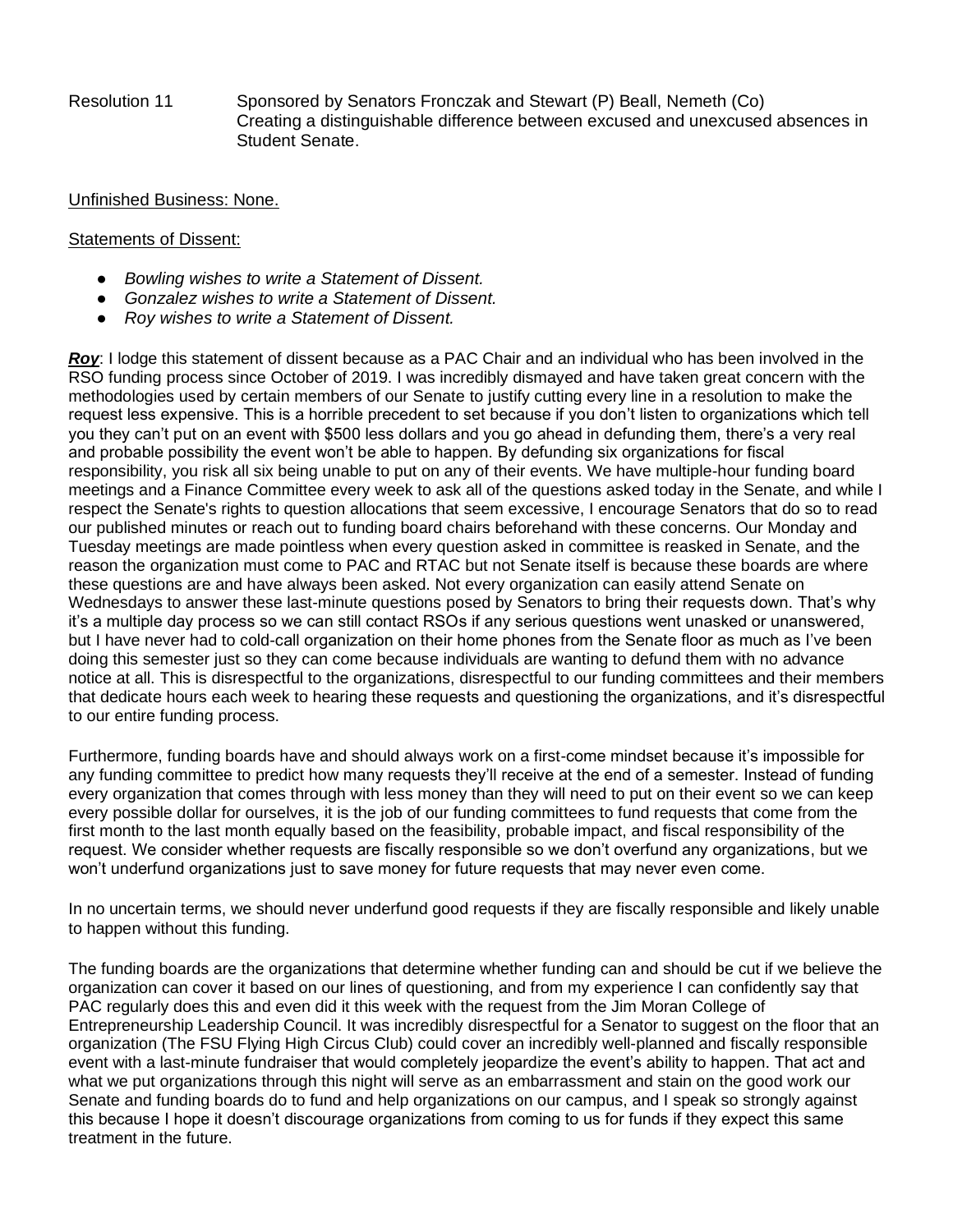Resolution 11 Sponsored by Senators Fronczak and Stewart (P) Beall, Nemeth (Co)
Creating a distinguishable difference between excused and unexcused absences in Student Senate.

Unfinished Business: None.

Statements of Dissent:

- *Bowling wishes to write a Statement of Dissent.*
- *Gonzalez wishes to write a Statement of Dissent.*
- *Roy wishes to write a Statement of Dissent.*

***Roy***: I lodge this statement of dissent because as a PAC Chair and an individual who has been involved in the RSO funding process since October of 2019. I was incredibly dismayed and have taken great concern with the methodologies used by certain members of our Senate to justify cutting every line in a resolution to make the request less expensive. This is a horrible precedent to set because if you don't listen to organizations which tell you they can't put on an event with $500 less dollars and you go ahead in defunding them, there's a very real and probable possibility the event won't be able to happen. By defunding six organizations for fiscal responsibility, you risk all six being unable to put on any of their events. We have multiple-hour funding board meetings and a Finance Committee every week to ask all of the questions asked today in the Senate, and while I respect the Senate's rights to question allocations that seem excessive, I encourage Senators that do so to read our published minutes or reach out to funding board chairs beforehand with these concerns. Our Monday and Tuesday meetings are made pointless when every question asked in committee is reasked in Senate, and the reason the organization must come to PAC and RTAC but not Senate itself is because these boards are where these questions are and have always been asked. Not every organization can easily attend Senate on Wednesdays to answer these last-minute questions posed by Senators to bring their requests down. That's why it's a multiple day process so we can still contact RSOs if any serious questions went unasked or unanswered, but I have never had to cold-call organization on their home phones from the Senate floor as much as I've been doing this semester just so they can come because individuals are wanting to defund them with no advance notice at all. This is disrespectful to the organizations, disrespectful to our funding committees and their members that dedicate hours each week to hearing these requests and questioning the organizations, and it's disrespectful to our entire funding process.

Furthermore, funding boards have and should always work on a first-come mindset because it's impossible for any funding committee to predict how many requests they'll receive at the end of a semester. Instead of funding every organization that comes through with less money than they will need to put on their event so we can keep every possible dollar for ourselves, it is the job of our funding committees to fund requests that come from the first month to the last month equally based on the feasibility, probable impact, and fiscal responsibility of the request. We consider whether requests are fiscally responsible so we don't overfund any organizations, but we won't underfund organizations just to save money for future requests that may never even come.

In no uncertain terms, we should never underfund good requests if they are fiscally responsible and likely unable to happen without this funding.

The funding boards are the organizations that determine whether funding can and should be cut if we believe the organization can cover it based on our lines of questioning, and from my experience I can confidently say that PAC regularly does this and even did it this week with the request from the Jim Moran College of Entrepreneurship Leadership Council. It was incredibly disrespectful for a Senator to suggest on the floor that an organization (The FSU Flying High Circus Club) could cover an incredibly well-planned and fiscally responsible event with a last-minute fundraiser that would completely jeopardize the event's ability to happen. That act and what we put organizations through this night will serve as an embarrassment and stain on the good work our Senate and funding boards do to fund and help organizations on our campus, and I speak so strongly against this because I hope it doesn't discourage organizations from coming to us for funds if they expect this same treatment in the future.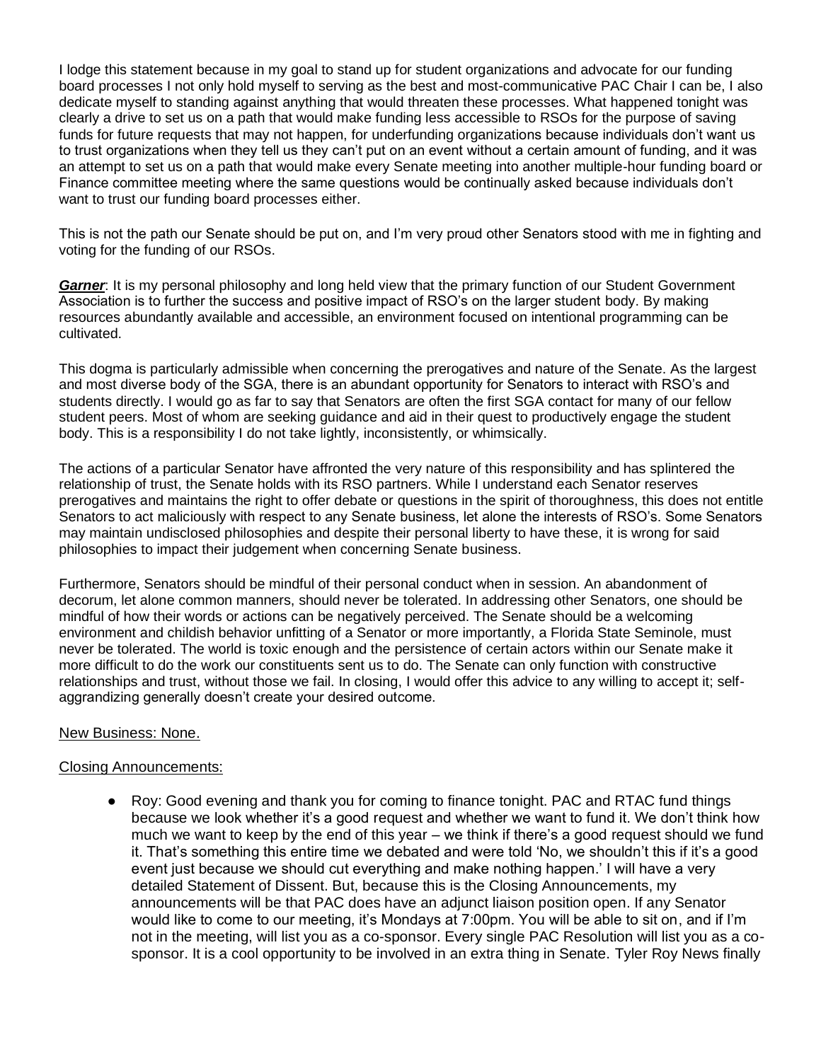I lodge this statement because in my goal to stand up for student organizations and advocate for our funding board processes I not only hold myself to serving as the best and most-communicative PAC Chair I can be, I also dedicate myself to standing against anything that would threaten these processes. What happened tonight was clearly a drive to set us on a path that would make funding less accessible to RSOs for the purpose of saving funds for future requests that may not happen, for underfunding organizations because individuals don't want us to trust organizations when they tell us they can't put on an event without a certain amount of funding, and it was an attempt to set us on a path that would make every Senate meeting into another multiple-hour funding board or Finance committee meeting where the same questions would be continually asked because individuals don't want to trust our funding board processes either.

This is not the path our Senate should be put on, and I'm very proud other Senators stood with me in fighting and voting for the funding of our RSOs.

***Garner***: It is my personal philosophy and long held view that the primary function of our Student Government Association is to further the success and positive impact of RSO's on the larger student body. By making resources abundantly available and accessible, an environment focused on intentional programming can be cultivated.

This dogma is particularly admissible when concerning the prerogatives and nature of the Senate. As the largest and most diverse body of the SGA, there is an abundant opportunity for Senators to interact with RSO's and students directly. I would go as far to say that Senators are often the first SGA contact for many of our fellow student peers. Most of whom are seeking guidance and aid in their quest to productively engage the student body. This is a responsibility I do not take lightly, inconsistently, or whimsically.

The actions of a particular Senator have affronted the very nature of this responsibility and has splintered the relationship of trust, the Senate holds with its RSO partners. While I understand each Senator reserves prerogatives and maintains the right to offer debate or questions in the spirit of thoroughness, this does not entitle Senators to act maliciously with respect to any Senate business, let alone the interests of RSO's. Some Senators may maintain undisclosed philosophies and despite their personal liberty to have these, it is wrong for said philosophies to impact their judgement when concerning Senate business.

Furthermore, Senators should be mindful of their personal conduct when in session. An abandonment of decorum, let alone common manners, should never be tolerated. In addressing other Senators, one should be mindful of how their words or actions can be negatively perceived. The Senate should be a welcoming environment and childish behavior unfitting of a Senator or more importantly, a Florida State Seminole, must never be tolerated. The world is toxic enough and the persistence of certain actors within our Senate make it more difficult to do the work our constituents sent us to do. The Senate can only function with constructive relationships and trust, without those we fail. In closing, I would offer this advice to any willing to accept it; self-aggrandizing generally doesn't create your desired outcome.

New Business: None.

Closing Announcements:

- Roy: Good evening and thank you for coming to finance tonight. PAC and RTAC fund things because we look whether it's a good request and whether we want to fund it. We don't think how much we want to keep by the end of this year – we think if there's a good request should we fund it. That's something this entire time we debated and were told 'No, we shouldn't this if it's a good event just because we should cut everything and make nothing happen.' I will have a very detailed Statement of Dissent. But, because this is the Closing Announcements, my announcements will be that PAC does have an adjunct liaison position open. If any Senator would like to come to our meeting, it's Mondays at 7:00pm. You will be able to sit on, and if I'm not in the meeting, will list you as a co-sponsor. Every single PAC Resolution will list you as a co-sponsor. It is a cool opportunity to be involved in an extra thing in Senate. Tyler Roy News finally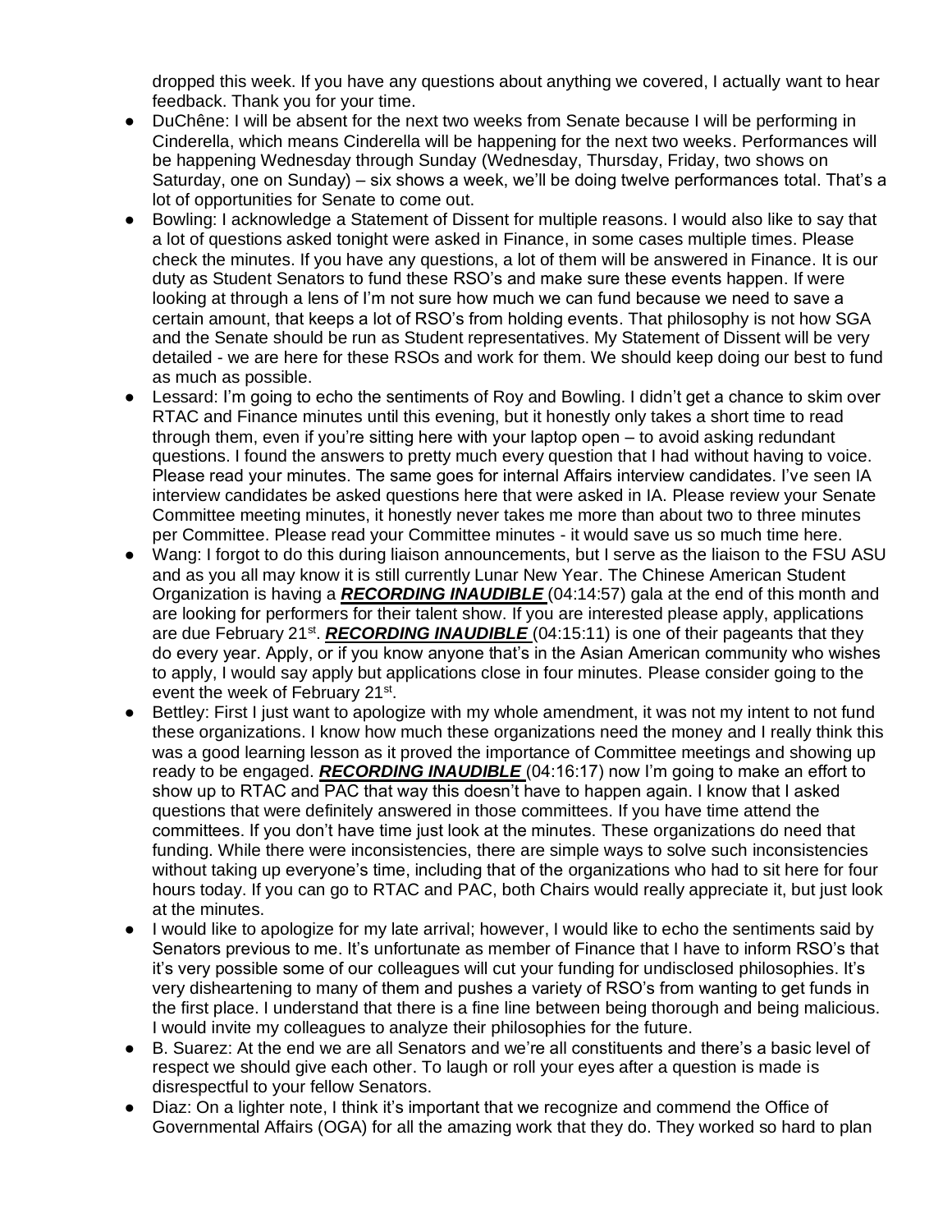dropped this week. If you have any questions about anything we covered, I actually want to hear feedback. Thank you for your time.

- DuChêne: I will be absent for the next two weeks from Senate because I will be performing in Cinderella, which means Cinderella will be happening for the next two weeks. Performances will be happening Wednesday through Sunday (Wednesday, Thursday, Friday, two shows on Saturday, one on Sunday) – six shows a week, we'll be doing twelve performances total. That's a lot of opportunities for Senate to come out.
- Bowling: I acknowledge a Statement of Dissent for multiple reasons. I would also like to say that a lot of questions asked tonight were asked in Finance, in some cases multiple times. Please check the minutes. If you have any questions, a lot of them will be answered in Finance. It is our duty as Student Senators to fund these RSO's and make sure these events happen. If were looking at through a lens of I'm not sure how much we can fund because we need to save a certain amount, that keeps a lot of RSO's from holding events. That philosophy is not how SGA and the Senate should be run as Student representatives. My Statement of Dissent will be very detailed - we are here for these RSOs and work for them. We should keep doing our best to fund as much as possible.
- Lessard: I'm going to echo the sentiments of Roy and Bowling. I didn't get a chance to skim over RTAC and Finance minutes until this evening, but it honestly only takes a short time to read through them, even if you're sitting here with your laptop open – to avoid asking redundant questions. I found the answers to pretty much every question that I had without having to voice. Please read your minutes. The same goes for internal Affairs interview candidates. I've seen IA interview candidates be asked questions here that were asked in IA. Please review your Senate Committee meeting minutes, it honestly never takes me more than about two to three minutes per Committee. Please read your Committee minutes - it would save us so much time here.
- Wang: I forgot to do this during liaison announcements, but I serve as the liaison to the FSU ASU and as you all may know it is still currently Lunar New Year. The Chinese American Student Organization is having a ***RECORDING INAUDIBLE*** (04:14:57) gala at the end of this month and are looking for performers for their talent show. If you are interested please apply, applications are due February 21st. ***RECORDING INAUDIBLE*** (04:15:11) is one of their pageants that they do every year. Apply, or if you know anyone that's in the Asian American community who wishes to apply, I would say apply but applications close in four minutes. Please consider going to the event the week of February 21st.
- Bettley: First I just want to apologize with my whole amendment, it was not my intent to not fund these organizations. I know how much these organizations need the money and I really think this was a good learning lesson as it proved the importance of Committee meetings and showing up ready to be engaged. ***RECORDING INAUDIBLE*** (04:16:17) now I'm going to make an effort to show up to RTAC and PAC that way this doesn't have to happen again. I know that I asked questions that were definitely answered in those committees. If you have time attend the committees. If you don't have time just look at the minutes. These organizations do need that funding. While there were inconsistencies, there are simple ways to solve such inconsistencies without taking up everyone's time, including that of the organizations who had to sit here for four hours today. If you can go to RTAC and PAC, both Chairs would really appreciate it, but just look at the minutes.
- I would like to apologize for my late arrival; however, I would like to echo the sentiments said by Senators previous to me. It's unfortunate as member of Finance that I have to inform RSO's that it's very possible some of our colleagues will cut your funding for undisclosed philosophies. It's very disheartening to many of them and pushes a variety of RSO's from wanting to get funds in the first place. I understand that there is a fine line between being thorough and being malicious. I would invite my colleagues to analyze their philosophies for the future.
- B. Suarez: At the end we are all Senators and we're all constituents and there's a basic level of respect we should give each other. To laugh or roll your eyes after a question is made is disrespectful to your fellow Senators.
- Diaz: On a lighter note, I think it's important that we recognize and commend the Office of Governmental Affairs (OGA) for all the amazing work that they do. They worked so hard to plan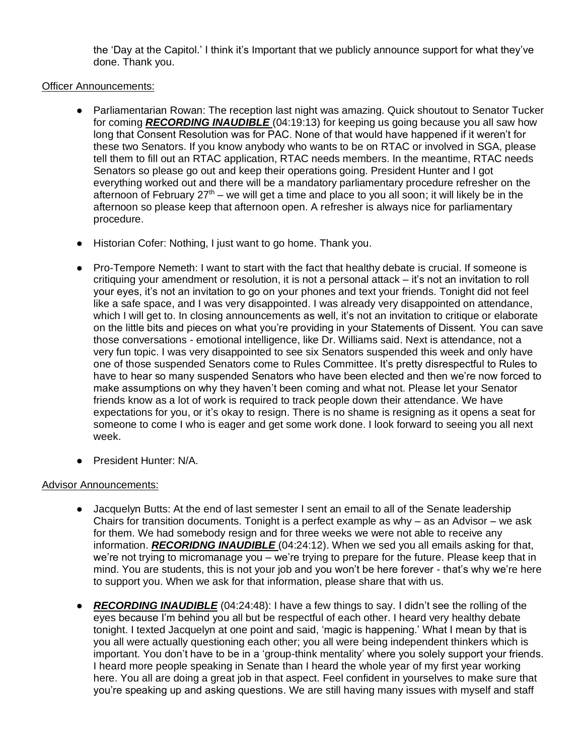the 'Day at the Capitol.' I think it's Important that we publicly announce support for what they've done. Thank you.

Officer Announcements:

- Parliamentarian Rowan: The reception last night was amazing. Quick shoutout to Senator Tucker for coming ***RECORDING INAUDIBLE*** (04:19:13) for keeping us going because you all saw how long that Consent Resolution was for PAC. None of that would have happened if it weren't for these two Senators. If you know anybody who wants to be on RTAC or involved in SGA, please tell them to fill out an RTAC application, RTAC needs members. In the meantime, RTAC needs Senators so please go out and keep their operations going. President Hunter and I got everything worked out and there will be a mandatory parliamentary procedure refresher on the afternoon of February 27th – we will get a time and place to you all soon; it will likely be in the afternoon so please keep that afternoon open. A refresher is always nice for parliamentary procedure.

- Historian Cofer: Nothing, I just want to go home. Thank you.

- Pro-Tempore Nemeth: I want to start with the fact that healthy debate is crucial. If someone is critiquing your amendment or resolution, it is not a personal attack – it's not an invitation to roll your eyes, it's not an invitation to go on your phones and text your friends. Tonight did not feel like a safe space, and I was very disappointed. I was already very disappointed on attendance, which I will get to. In closing announcements as well, it's not an invitation to critique or elaborate on the little bits and pieces on what you're providing in your Statements of Dissent. You can save those conversations - emotional intelligence, like Dr. Williams said. Next is attendance, not a very fun topic. I was very disappointed to see six Senators suspended this week and only have one of those suspended Senators come to Rules Committee. It's pretty disrespectful to Rules to have to hear so many suspended Senators who have been elected and then we're now forced to make assumptions on why they haven't been coming and what not. Please let your Senator friends know as a lot of work is required to track people down their attendance. We have expectations for you, or it's okay to resign. There is no shame is resigning as it opens a seat for someone to come I who is eager and get some work done. I look forward to seeing you all next week.

- President Hunter: N/A.

Advisor Announcements:

- Jacquelyn Butts: At the end of last semester I sent an email to all of the Senate leadership Chairs for transition documents. Tonight is a perfect example as why – as an Advisor – we ask for them. We had somebody resign and for three weeks we were not able to receive any information. ***RECORIDNG INAUDIBLE*** (04:24:12). When we sed you all emails asking for that, we're not trying to micromanage you – we're trying to prepare for the future. Please keep that in mind. You are students, this is not your job and you won't be here forever - that's why we're here to support you. When we ask for that information, please share that with us.

- ***RECORDING INAUDIBLE*** (04:24:48): I have a few things to say. I didn't see the rolling of the eyes because I'm behind you all but be respectful of each other. I heard very healthy debate tonight. I texted Jacquelyn at one point and said, 'magic is happening.' What I mean by that is you all were actually questioning each other; you all were being independent thinkers which is important. You don't have to be in a 'group-think mentality' where you solely support your friends. I heard more people speaking in Senate than I heard the whole year of my first year working here. You all are doing a great job in that aspect. Feel confident in yourselves to make sure that you're speaking up and asking questions. We are still having many issues with myself and staff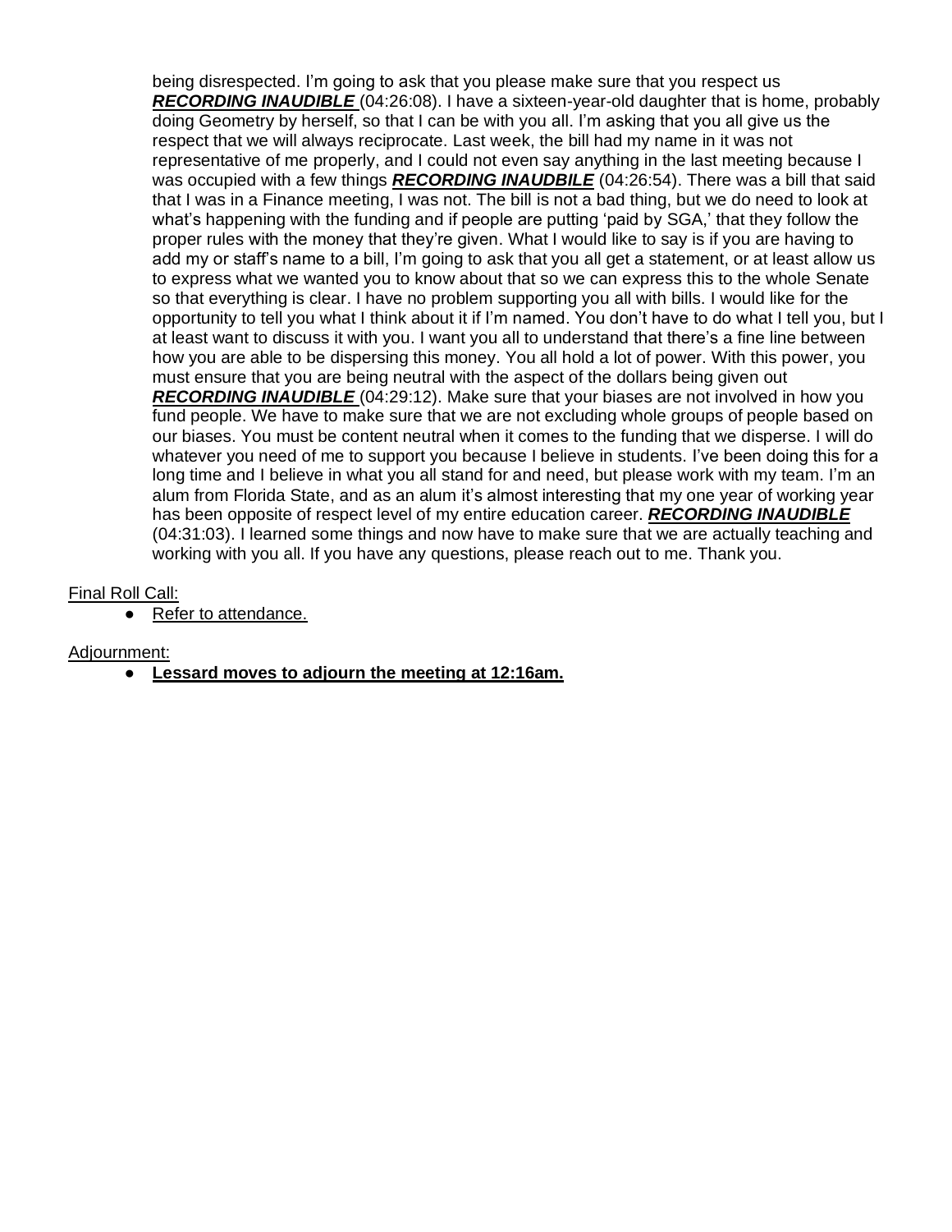being disrespected. I'm going to ask that you please make sure that you respect us ***RECORDING INAUDIBLE*** (04:26:08). I have a sixteen-year-old daughter that is home, probably doing Geometry by herself, so that I can be with you all. I'm asking that you all give us the respect that we will always reciprocate. Last week, the bill had my name in it was not representative of me properly, and I could not even say anything in the last meeting because I was occupied with a few things ***RECORDING INAUDBILE*** (04:26:54). There was a bill that said that I was in a Finance meeting, I was not. The bill is not a bad thing, but we do need to look at what's happening with the funding and if people are putting 'paid by SGA,' that they follow the proper rules with the money that they're given. What I would like to say is if you are having to add my or staff's name to a bill, I'm going to ask that you all get a statement, or at least allow us to express what we wanted you to know about that so we can express this to the whole Senate so that everything is clear. I have no problem supporting you all with bills. I would like for the opportunity to tell you what I think about it if I'm named. You don't have to do what I tell you, but I at least want to discuss it with you. I want you all to understand that there's a fine line between how you are able to be dispersing this money. You all hold a lot of power. With this power, you must ensure that you are being neutral with the aspect of the dollars being given out ***RECORDING INAUDIBLE*** (04:29:12). Make sure that your biases are not involved in how you fund people. We have to make sure that we are not excluding whole groups of people based on our biases. You must be content neutral when it comes to the funding that we disperse. I will do whatever you need of me to support you because I believe in students. I've been doing this for a long time and I believe in what you all stand for and need, but please work with my team. I'm an alum from Florida State, and as an alum it's almost interesting that my one year of working year has been opposite of respect level of my entire education career. ***RECORDING INAUDIBLE*** (04:31:03). I learned some things and now have to make sure that we are actually teaching and working with you all. If you have any questions, please reach out to me. Thank you.

Final Roll Call:

- Refer to attendance.

Adjournment:

- **Lessard moves to adjourn the meeting at 12:16am.**